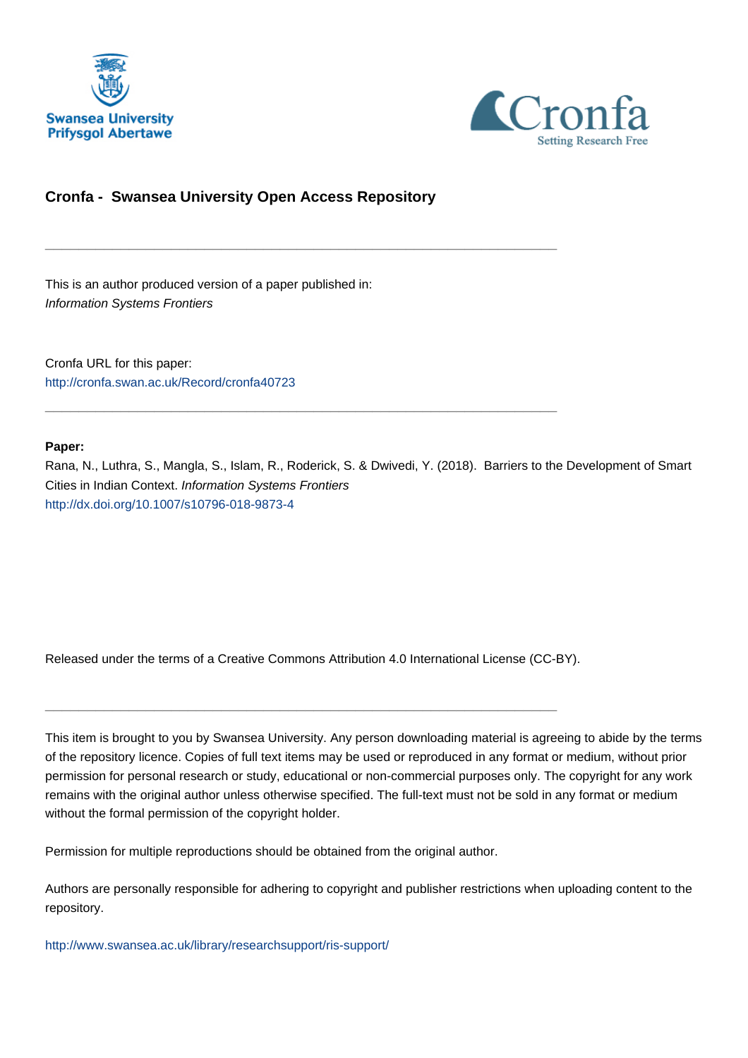Swansea University
Prifysgol Abertawe

Cronfa
Setting Research Free

## Cronfa - Swansea University Open Access Repository

---

This is an author produced version of a paper published in:
*Information Systems Frontiers*

Cronfa URL for this paper:
http://cronfa.swan.ac.uk/Record/cronfa40723

---

**Paper:**
Rana, N., Luthra, S., Mangla, S., Islam, R., Roderick, S. & Dwivedi, Y. (2018). Barriers to the Development of Smart Cities in Indian Context. *Information Systems Frontiers*
http://dx.doi.org/10.1007/s10796-018-9873-4

Released under the terms of a Creative Commons Attribution 4.0 International License (CC-BY).

---

This item is brought to you by Swansea University. Any person downloading material is agreeing to abide by the terms of the repository licence. Copies of full text items may be used or reproduced in any format or medium, without prior permission for personal research or study, educational or non-commercial purposes only. The copyright for any work remains with the original author unless otherwise specified. The full-text must not be sold in any format or medium without the formal permission of the copyright holder.

Permission for multiple reproductions should be obtained from the original author.

Authors are personally responsible for adhering to copyright and publisher restrictions when uploading content to the repository.

http://www.swansea.ac.uk/library/researchsupport/ris-support/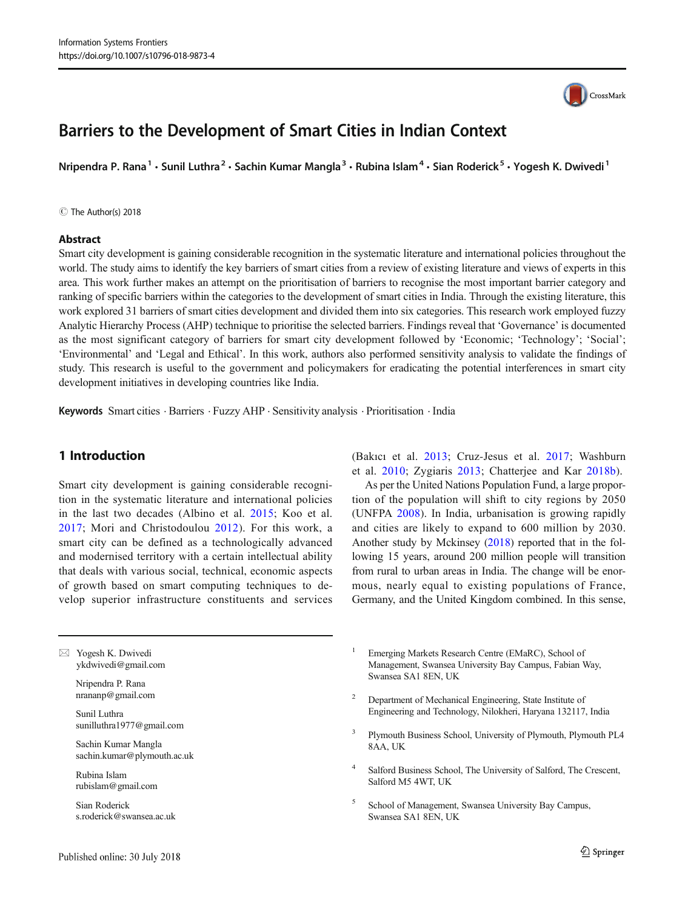# Barriers to the Development of Smart Cities in Indian Context

**Nripendra P. Rana**[1] · **Sunil Luthra**[2] · **Sachin Kumar Mangla**[3] · **Rubina Islam**[4] · **Sian Roderick**[5] · **Yogesh K. Dwivedi**[1]

© The Author(s) 2018

## Abstract

Smart city development is gaining considerable recognition in the systematic literature and international policies throughout the world. The study aims to identify the key barriers of smart cities from a review of existing literature and views of experts in this area. This work further makes an attempt on the prioritisation of barriers to recognise the most important barrier category and ranking of specific barriers within the categories to the development of smart cities in India. Through the existing literature, this work explored 31 barriers of smart cities development and divided them into six categories. This research work employed fuzzy Analytic Hierarchy Process (AHP) technique to prioritise the selected barriers. Findings reveal that 'Governance' is documented as the most significant category of barriers for smart city development followed by 'Economic; 'Technology'; 'Social'; 'Environmental' and 'Legal and Ethical'. In this work, authors also performed sensitivity analysis to validate the findings of study. This research is useful to the government and policymakers for eradicating the potential interferences in smart city development initiatives in developing countries like India.

**Keywords** Smart cities · Barriers · Fuzzy AHP · Sensitivity analysis · Prioritisation · India

## 1 Introduction

Smart city development is gaining considerable recognition in the systematic literature and international policies in the last two decades (Albino et al. 2015; Koo et al. 2017; Mori and Christodoulou 2012). For this work, a smart city can be defined as a technologically advanced and modernised territory with a certain intellectual ability that deals with various social, technical, economic aspects of growth based on smart computing techniques to develop superior infrastructure constituents and services (Bakıcı et al. 2013; Cruz-Jesus et al. 2017; Washburn et al. 2010; Zygiaris 2013; Chatterjee and Kar 2018b).

As per the United Nations Population Fund, a large proportion of the population will shift to city regions by 2050 (UNFPA 2008). In India, urbanisation is growing rapidly and cities are likely to expand to 600 million by 2030. Another study by Mckinsey (2018) reported that in the following 15 years, around 200 million people will transition from rural to urban areas in India. The change will be enormous, nearly equal to existing populations of France, Germany, and the United Kingdom combined. In this sense,

---

✉ Yogesh K. Dwivedi
ykdwivedi@gmail.com

Nripendra P. Rana
nrananp@gmail.com

Sunil Luthra
sunilluthra1977@gmail.com

Sachin Kumar Mangla
sachin.kumar@plymouth.ac.uk

Rubina Islam
rubislam@gmail.com

Sian Roderick
s.roderick@swansea.ac.uk

[1] Emerging Markets Research Centre (EMaRC), School of Management, Swansea University Bay Campus, Fabian Way, Swansea SA1 8EN, UK

[2] Department of Mechanical Engineering, State Institute of Engineering and Technology, Nilokheri, Haryana 132117, India

[3] Plymouth Business School, University of Plymouth, Plymouth PL4 8AA, UK

[4] Salford Business School, The University of Salford, The Crescent, Salford M5 4WT, UK

[5] School of Management, Swansea University Bay Campus, Swansea SA1 8EN, UK

Published online: 30 July 2018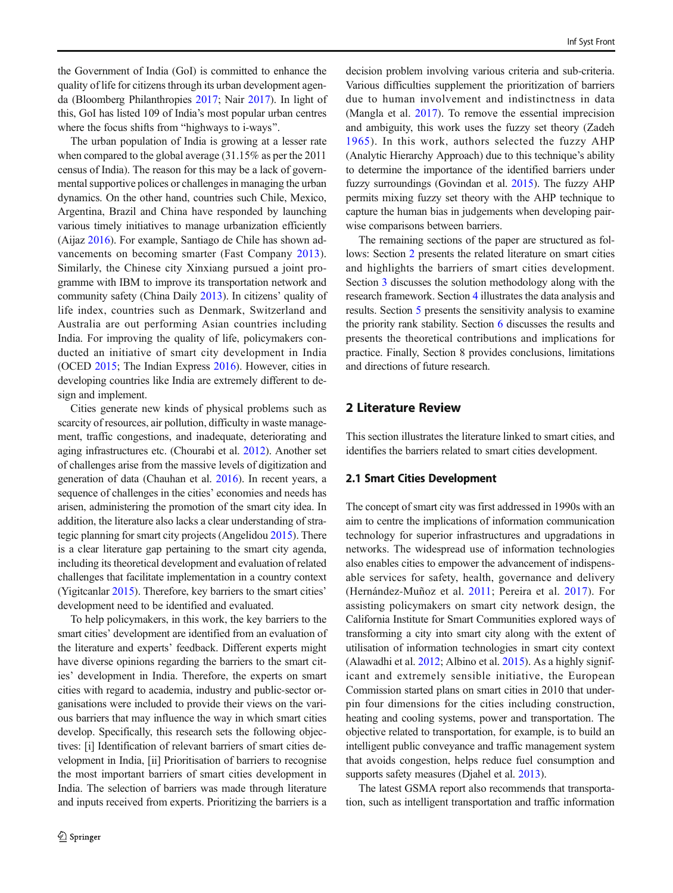the Government of India (GoI) is committed to enhance the quality of life for citizens through its urban development agenda (Bloomberg Philanthropies 2017; Nair 2017). In light of this, GoI has listed 109 of India's most popular urban centres where the focus shifts from "highways to i-ways".

The urban population of India is growing at a lesser rate when compared to the global average (31.15% as per the 2011 census of India). The reason for this may be a lack of governmental supportive polices or challenges in managing the urban dynamics. On the other hand, countries such Chile, Mexico, Argentina, Brazil and China have responded by launching various timely initiatives to manage urbanization efficiently (Aijaz 2016). For example, Santiago de Chile has shown advancements on becoming smarter (Fast Company 2013). Similarly, the Chinese city Xinxiang pursued a joint programme with IBM to improve its transportation network and community safety (China Daily 2013). In citizens' quality of life index, countries such as Denmark, Switzerland and Australia are out performing Asian countries including India. For improving the quality of life, policymakers conducted an initiative of smart city development in India (OCED 2015; The Indian Express 2016). However, cities in developing countries like India are extremely different to design and implement.

Cities generate new kinds of physical problems such as scarcity of resources, air pollution, difficulty in waste management, traffic congestions, and inadequate, deteriorating and aging infrastructures etc. (Chourabi et al. 2012). Another set of challenges arise from the massive levels of digitization and generation of data (Chauhan et al. 2016). In recent years, a sequence of challenges in the cities' economies and needs has arisen, administering the promotion of the smart city idea. In addition, the literature also lacks a clear understanding of strategic planning for smart city projects (Angelidou 2015). There is a clear literature gap pertaining to the smart city agenda, including its theoretical development and evaluation of related challenges that facilitate implementation in a country context (Yigitcanlar 2015). Therefore, key barriers to the smart cities' development need to be identified and evaluated.

To help policymakers, in this work, the key barriers to the smart cities' development are identified from an evaluation of the literature and experts' feedback. Different experts might have diverse opinions regarding the barriers to the smart cities' development in India. Therefore, the experts on smart cities with regard to academia, industry and public-sector organisations were included to provide their views on the various barriers that may influence the way in which smart cities develop. Specifically, this research sets the following objectives: [i] Identification of relevant barriers of smart cities development in India, [ii] Prioritisation of barriers to recognise the most important barriers of smart cities development in India. The selection of barriers was made through literature and inputs received from experts. Prioritizing the barriers is a decision problem involving various criteria and sub-criteria. Various difficulties supplement the prioritization of barriers due to human involvement and indistinctness in data (Mangla et al. 2017). To remove the essential imprecision and ambiguity, this work uses the fuzzy set theory (Zadeh 1965). In this work, authors selected the fuzzy AHP (Analytic Hierarchy Approach) due to this technique's ability to determine the importance of the identified barriers under fuzzy surroundings (Govindan et al. 2015). The fuzzy AHP permits mixing fuzzy set theory with the AHP technique to capture the human bias in judgements when developing pairwise comparisons between barriers.

The remaining sections of the paper are structured as follows: Section 2 presents the related literature on smart cities and highlights the barriers of smart cities development. Section 3 discusses the solution methodology along with the research framework. Section 4 illustrates the data analysis and results. Section 5 presents the sensitivity analysis to examine the priority rank stability. Section 6 discusses the results and presents the theoretical contributions and implications for practice. Finally, Section 8 provides conclusions, limitations and directions of future research.

## 2 Literature Review

This section illustrates the literature linked to smart cities, and identifies the barriers related to smart cities development.

### 2.1 Smart Cities Development

The concept of smart city was first addressed in 1990s with an aim to centre the implications of information communication technology for superior infrastructures and upgradations in networks. The widespread use of information technologies also enables cities to empower the advancement of indispensable services for safety, health, governance and delivery (Hernández-Muñoz et al. 2011; Pereira et al. 2017). For assisting policymakers on smart city network design, the California Institute for Smart Communities explored ways of transforming a city into smart city along with the extent of utilisation of information technologies in smart city context (Alawadhi et al. 2012; Albino et al. 2015). As a highly significant and extremely sensible initiative, the European Commission started plans on smart cities in 2010 that underpin four dimensions for the cities including construction, heating and cooling systems, power and transportation. The objective related to transportation, for example, is to build an intelligent public conveyance and traffic management system that avoids congestion, helps reduce fuel consumption and supports safety measures (Djahel et al. 2013).

The latest GSMA report also recommends that transportation, such as intelligent transportation and traffic information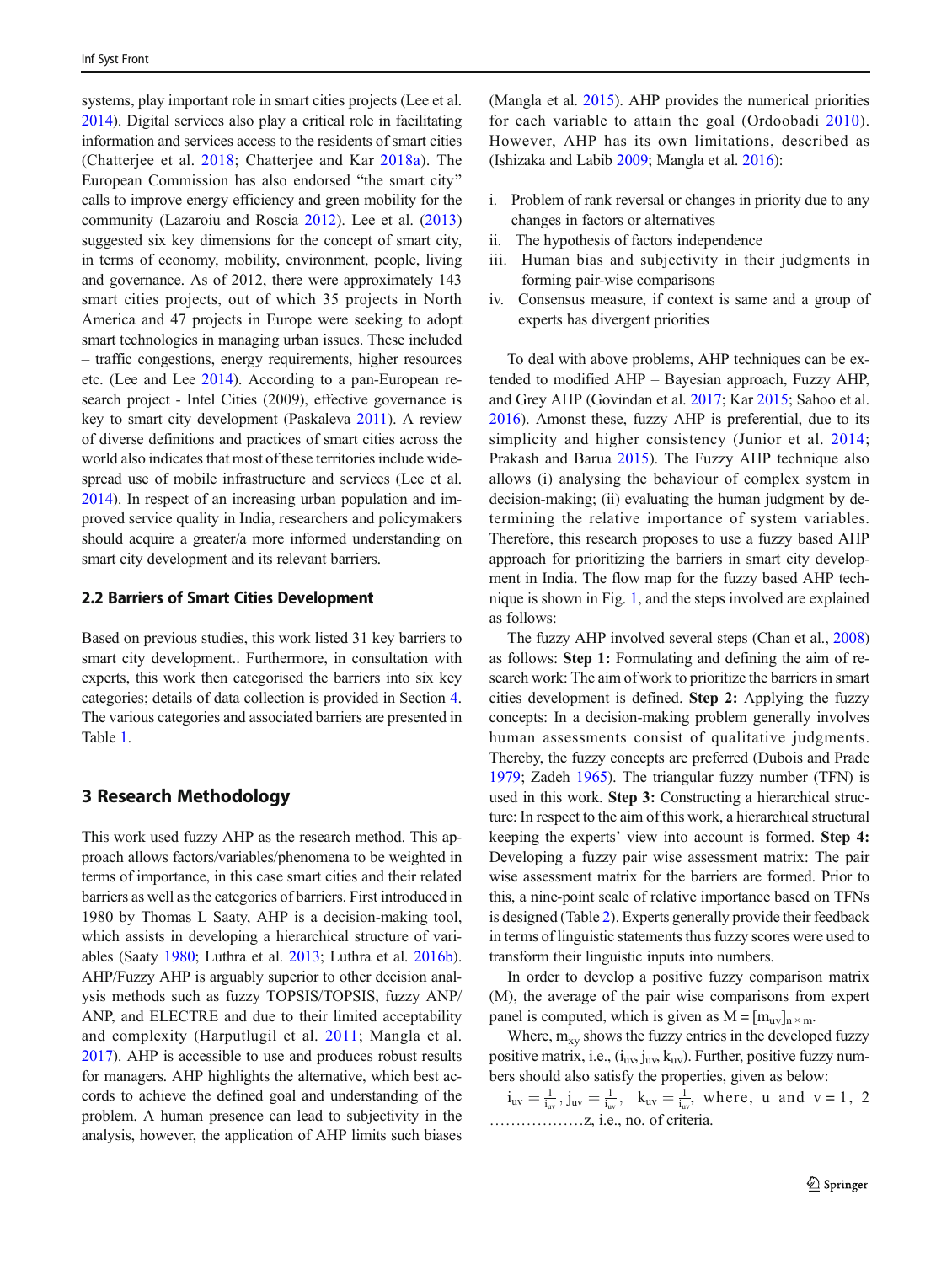systems, play important role in smart cities projects (Lee et al. 2014). Digital services also play a critical role in facilitating information and services access to the residents of smart cities (Chatterjee et al. 2018; Chatterjee and Kar 2018a). The European Commission has also endorsed "the smart city" calls to improve energy efficiency and green mobility for the community (Lazaroiu and Roscia 2012). Lee et al. (2013) suggested six key dimensions for the concept of smart city, in terms of economy, mobility, environment, people, living and governance. As of 2012, there were approximately 143 smart cities projects, out of which 35 projects in North America and 47 projects in Europe were seeking to adopt smart technologies in managing urban issues. These included – traffic congestions, energy requirements, higher resources etc. (Lee and Lee 2014). According to a pan-European research project - Intel Cities (2009), effective governance is key to smart city development (Paskaleva 2011). A review of diverse definitions and practices of smart cities across the world also indicates that most of these territories include widespread use of mobile infrastructure and services (Lee et al. 2014). In respect of an increasing urban population and improved service quality in India, researchers and policymakers should acquire a greater/a more informed understanding on smart city development and its relevant barriers.

### 2.2 Barriers of Smart Cities Development

Based on previous studies, this work listed 31 key barriers to smart city development.. Furthermore, in consultation with experts, this work then categorised the barriers into six key categories; details of data collection is provided in Section 4. The various categories and associated barriers are presented in Table 1.

## 3 Research Methodology

This work used fuzzy AHP as the research method. This approach allows factors/variables/phenomena to be weighted in terms of importance, in this case smart cities and their related barriers as well as the categories of barriers. First introduced in 1980 by Thomas L Saaty, AHP is a decision-making tool, which assists in developing a hierarchical structure of variables (Saaty 1980; Luthra et al. 2013; Luthra et al. 2016b). AHP/Fuzzy AHP is arguably superior to other decision analysis methods such as fuzzy TOPSIS/TOPSIS, fuzzy ANP/ANP, and ELECTRE and due to their limited acceptability and complexity (Harputlugil et al. 2011; Mangla et al. 2017). AHP is accessible to use and produces robust results for managers. AHP highlights the alternative, which best accords to achieve the defined goal and understanding of the problem. A human presence can lead to subjectivity in the analysis, however, the application of AHP limits such biases (Mangla et al. 2015). AHP provides the numerical priorities for each variable to attain the goal (Ordoobadi 2010). However, AHP has its own limitations, described as (Ishizaka and Labib 2009; Mangla et al. 2016):

i. Problem of rank reversal or changes in priority due to any changes in factors or alternatives
ii. The hypothesis of factors independence
iii. Human bias and subjectivity in their judgments in forming pair-wise comparisons
iv. Consensus measure, if context is same and a group of experts has divergent priorities

To deal with above problems, AHP techniques can be extended to modified AHP – Bayesian approach, Fuzzy AHP, and Grey AHP (Govindan et al. 2017; Kar 2015; Sahoo et al. 2016). Amonst these, fuzzy AHP is preferential, due to its simplicity and higher consistency (Junior et al. 2014; Prakash and Barua 2015). The Fuzzy AHP technique also allows (i) analysing the behaviour of complex system in decision-making; (ii) evaluating the human judgment by determining the relative importance of system variables. Therefore, this research proposes to use a fuzzy based AHP approach for prioritizing the barriers in smart city development in India. The flow map for the fuzzy based AHP technique is shown in Fig. 1, and the steps involved are explained as follows:

The fuzzy AHP involved several steps (Chan et al., 2008) as follows: **Step 1:** Formulating and defining the aim of research work: The aim of work to prioritize the barriers in smart cities development is defined. **Step 2:** Applying the fuzzy concepts: In a decision-making problem generally involves human assessments consist of qualitative judgments. Thereby, the fuzzy concepts are preferred (Dubois and Prade 1979; Zadeh 1965). The triangular fuzzy number (TFN) is used in this work. **Step 3:** Constructing a hierarchical structure: In respect to the aim of this work, a hierarchical structural keeping the experts' view into account is formed. **Step 4:** Developing a fuzzy pair wise assessment matrix: The pair wise assessment matrix for the barriers are formed. Prior to this, a nine-point scale of relative importance based on TFNs is designed (Table 2). Experts generally provide their feedback in terms of linguistic statements thus fuzzy scores were used to transform their linguistic inputs into numbers.

In order to develop a positive fuzzy comparison matrix (M), the average of the pair wise comparisons from expert panel is computed, which is given as $M = [m_{uv}]_{n \times m}$.

Where, $m_{xy}$ shows the fuzzy entries in the developed fuzzy positive matrix, i.e., $(i_{uv}, j_{uv}, k_{uv})$. Further, positive fuzzy numbers should also satisfy the properties, given as below:

$i_{uv} = \frac{1}{i_{uv}}, j_{uv} = \frac{1}{i_{uv}}, \quad k_{uv} = \frac{1}{i_{uv}}$, where, u and v = 1, 2 ………………z, i.e., no. of criteria.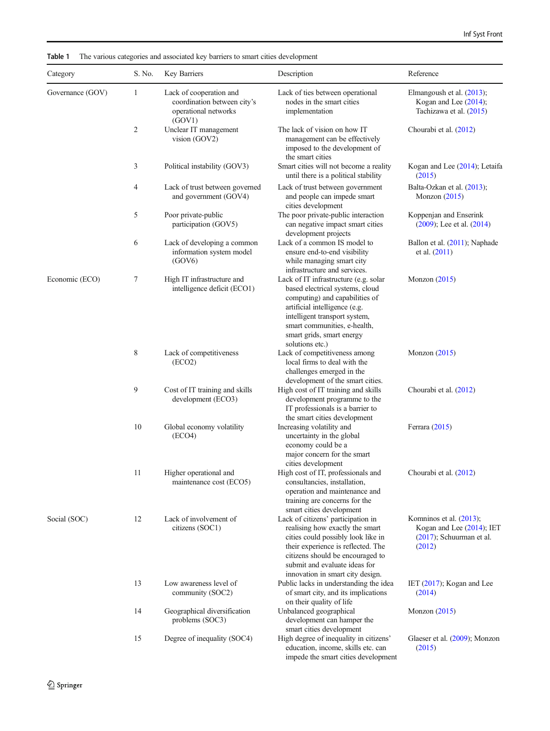**Table 1** The various categories and associated key barriers to smart cities development

| Category | S. No. | Key Barriers | Description | Reference |
|---|---|---|---|---|
| Governance (GOV) | 1 | Lack of cooperation and coordination between city's operational networks (GOV1) | Lack of ties between operational nodes in the smart cities implementation | Elmangoush et al. (2013); Kogan and Lee (2014); Tachizawa et al. (2015) |
| | 2 | Unclear IT management vision (GOV2) | The lack of vision on how IT management can be effectively imposed to the development of the smart cities | Chourabi et al. (2012) |
| | 3 | Political instability (GOV3) | Smart cities will not become a reality until there is a political stability | Kogan and Lee (2014); Letaifa (2015) |
| | 4 | Lack of trust between governed and government (GOV4) | Lack of trust between government and people can impede smart cities development | Balta-Ozkan et al. (2013); Monzon (2015) |
| | 5 | Poor private-public participation (GOV5) | The poor private-public interaction can negative impact smart cities development projects | Koppenjan and Enserink (2009); Lee et al. (2014) |
| | 6 | Lack of developing a common information system model (GOV6) | Lack of a common IS model to ensure end-to-end visibility while managing smart city infrastructure and services. | Ballon et al. (2011); Naphade et al. (2011) |
| Economic (ECO) | 7 | High IT infrastructure and intelligence deficit (ECO1) | Lack of IT infrastructure (e.g. solar based electrical systems, cloud computing) and capabilities of artificial intelligence (e.g. intelligent transport system, smart communities, e-health, smart grids, smart energy solutions etc.) | Monzon (2015) |
| | 8 | Lack of competitiveness (ECO2) | Lack of competitiveness among local firms to deal with the challenges emerged in the development of the smart cities. | Monzon (2015) |
| | 9 | Cost of IT training and skills development (ECO3) | High cost of IT training and skills development programme to the IT professionals is a barrier to the smart cities development | Chourabi et al. (2012) |
| | 10 | Global economy volatility (ECO4) | Increasing volatility and uncertainty in the global economy could be a major concern for the smart cities development | Ferrara (2015) |
| | 11 | Higher operational and maintenance cost (ECO5) | High cost of IT, professionals and consultancies, installation, operation and maintenance and training are concerns for the smart cities development | Chourabi et al. (2012) |
| Social (SOC) | 12 | Lack of involvement of citizens (SOC1) | Lack of citizens' participation in realising how exactly the smart cities could possibly look like in their experience is reflected. The citizens should be encouraged to submit and evaluate ideas for innovation in smart city design. | Komninos et al. (2013); Kogan and Lee (2014); IET (2017); Schuurman et al. (2012) |
| | 13 | Low awareness level of community (SOC2) | Public lacks in understanding the idea of smart city, and its implications on their quality of life | IET (2017); Kogan and Lee (2014) |
| | 14 | Geographical diversification problems (SOC3) | Unbalanced geographical development can hamper the smart cities development | Monzon (2015) |
| | 15 | Degree of inequality (SOC4) | High degree of inequality in citizens' education, income, skills etc. can impede the smart cities development | Glaeser et al. (2009); Monzon (2015) |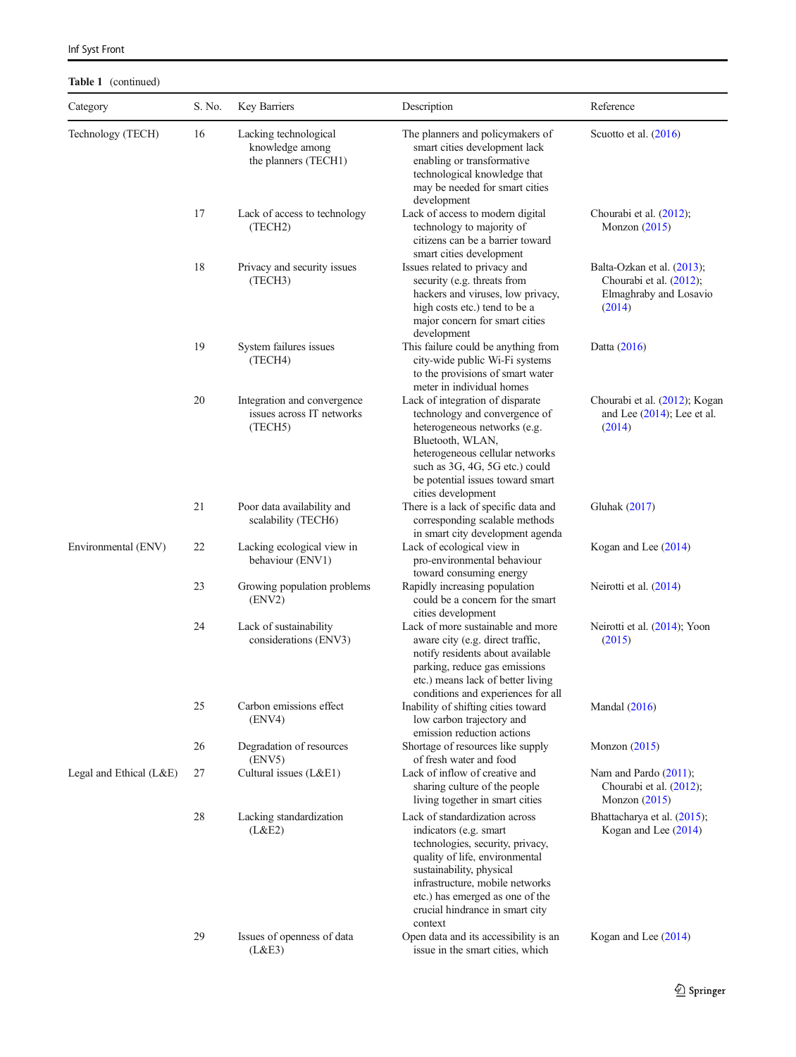**Table 1** (continued)

| Category | S. No. | Key Barriers | Description | Reference |
|---|---|---|---|---|
| Technology (TECH) | 16 | Lacking technological knowledge among the planners (TECH1) | The planners and policymakers of smart cities development lack enabling or transformative technological knowledge that may be needed for smart cities development | Scuotto et al. (2016) |
| | 17 | Lack of access to technology (TECH2) | Lack of access to modern digital technology to majority of citizens can be a barrier toward smart cities development | Chourabi et al. (2012); Monzon (2015) |
| | 18 | Privacy and security issues (TECH3) | Issues related to privacy and security (e.g. threats from hackers and viruses, low privacy, high costs etc.) tend to be a major concern for smart cities development | Balta-Ozkan et al. (2013); Chourabi et al. (2012); Elmaghraby and Losavio (2014) |
| | 19 | System failures issues (TECH4) | This failure could be anything from city-wide public Wi-Fi systems to the provisions of smart water meter in individual homes | Datta (2016) |
| | 20 | Integration and convergence issues across IT networks (TECH5) | Lack of integration of disparate technology and convergence of heterogeneous networks (e.g. Bluetooth, WLAN, heterogeneous cellular networks such as 3G, 4G, 5G etc.) could be potential issues toward smart cities development | Chourabi et al. (2012); Kogan and Lee (2014); Lee et al. (2014) |
| | 21 | Poor data availability and scalability (TECH6) | There is a lack of specific data and corresponding scalable methods in smart city development agenda | Gluhak (2017) |
| Environmental (ENV) | 22 | Lacking ecological view in behaviour (ENV1) | Lack of ecological view in pro-environmental behaviour toward consuming energy | Kogan and Lee (2014) |
| | 23 | Growing population problems (ENV2) | Rapidly increasing population could be a concern for the smart cities development | Neirotti et al. (2014) |
| | 24 | Lack of sustainability considerations (ENV3) | Lack of more sustainable and more aware city (e.g. direct traffic, notify residents about available parking, reduce gas emissions etc.) means lack of better living conditions and experiences for all | Neirotti et al. (2014); Yoon (2015) |
| | 25 | Carbon emissions effect (ENV4) | Inability of shifting cities toward low carbon trajectory and emission reduction actions | Mandal (2016) |
| | 26 | Degradation of resources (ENV5) | Shortage of resources like supply of fresh water and food | Monzon (2015) |
| Legal and Ethical (L&E) | 27 | Cultural issues (L&E1) | Lack of inflow of creative and sharing culture of the people living together in smart cities | Nam and Pardo (2011); Chourabi et al. (2012); Monzon (2015) |
| | 28 | Lacking standardization (L&E2) | Lack of standardization across indicators (e.g. smart technologies, security, privacy, quality of life, environmental sustainability, physical infrastructure, mobile networks etc.) has emerged as one of the crucial hindrance in smart city context | Bhattacharya et al. (2015); Kogan and Lee (2014) |
| | 29 | Issues of openness of data (L&E3) | Open data and its accessibility is an issue in the smart cities, which | Kogan and Lee (2014) |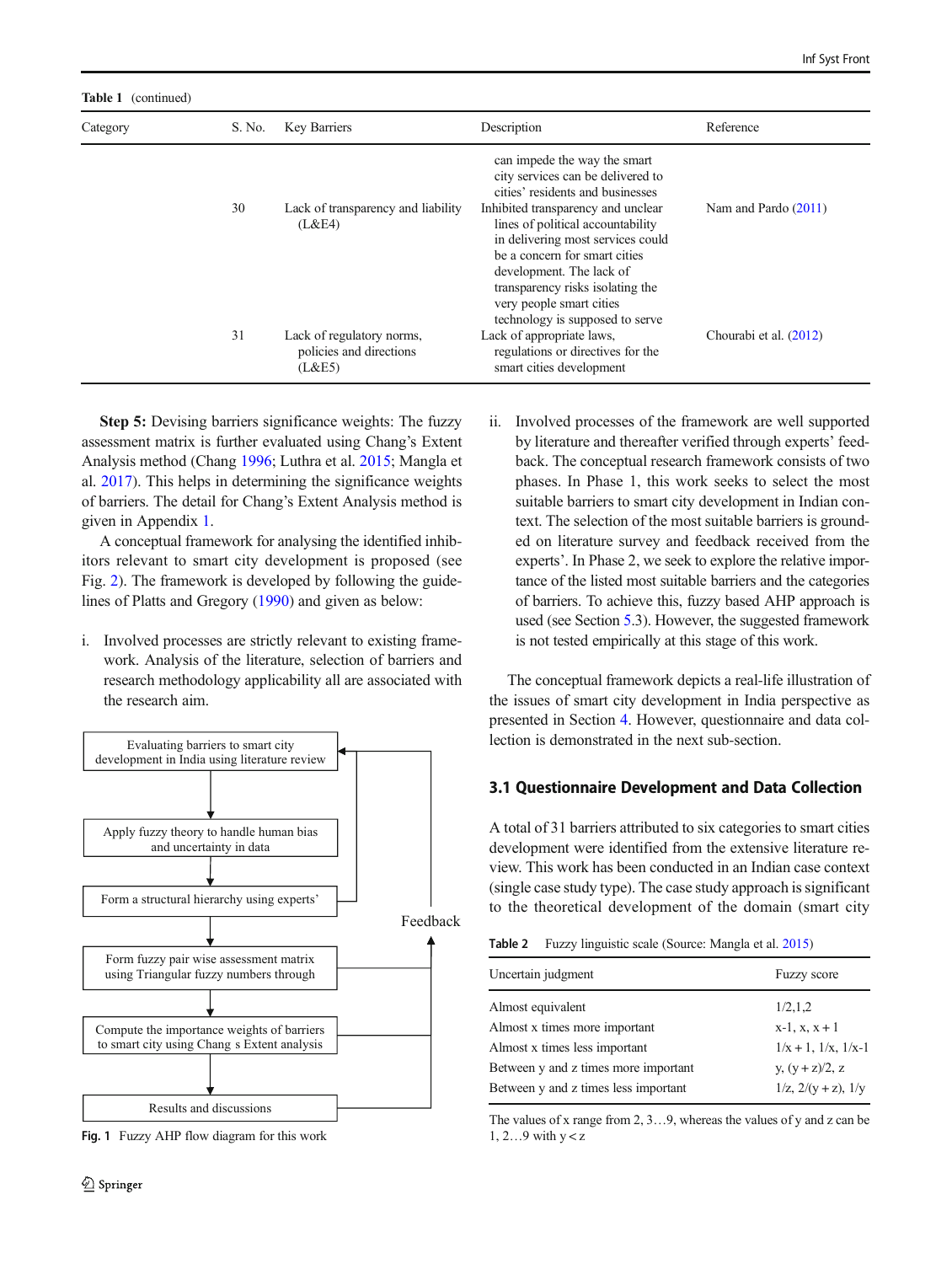**Table 1** (continued)

| Category | S. No. | Key Barriers | Description | Reference |
|---|---|---|---|---|
| | | | can impede the way the smart city services can be delivered to cities' residents and businesses | |
| | 30 | Lack of transparency and liability (L&E4) | Inhibited transparency and unclear lines of political accountability in delivering most services could be a concern for smart cities development. The lack of transparency risks isolating the very people smart cities technology is supposed to serve | Nam and Pardo (2011) |
| | 31 | Lack of regulatory norms, policies and directions (L&E5) | Lack of appropriate laws, regulations or directives for the smart cities development | Chourabi et al. (2012) |

**Step 5:** Devising barriers significance weights: The fuzzy assessment matrix is further evaluated using Chang's Extent Analysis method (Chang 1996; Luthra et al. 2015; Mangla et al. 2017). This helps in determining the significance weights of barriers. The detail for Chang's Extent Analysis method is given in Appendix 1.

A conceptual framework for analysing the identified inhibitors relevant to smart city development is proposed (see Fig. 2). The framework is developed by following the guidelines of Platts and Gregory (1990) and given as below:

i. Involved processes are strictly relevant to existing framework. Analysis of the literature, selection of barriers and research methodology applicability all are associated with the research aim.

ii. Involved processes of the framework are well supported by literature and thereafter verified through experts' feedback. The conceptual research framework consists of two phases. In Phase 1, this work seeks to select the most suitable barriers to smart city development in Indian context. The selection of the most suitable barriers is grounded on literature survey and feedback received from the experts'. In Phase 2, we seek to explore the relative importance of the listed most suitable barriers and the categories of barriers. To achieve this, fuzzy based AHP approach is used (see Section 5.3). However, the suggested framework is not tested empirically at this stage of this work.

Evaluating barriers to smart city development in India using literature review → Apply fuzzy theory to handle human bias and uncertainty in data → Form a structural hierarchy using experts' → Form fuzzy pair wise assessment matrix using Triangular fuzzy numbers through → Compute the importance weights of barriers to smart city using Chang s Extent analysis → Results and discussions (Feedback)

**Fig. 1** Fuzzy AHP flow diagram for this work

The conceptual framework depicts a real-life illustration of the issues of smart city development in India perspective as presented in Section 4. However, questionnaire and data collection is demonstrated in the next sub-section.

### 3.1 Questionnaire Development and Data Collection

A total of 31 barriers attributed to six categories to smart cities development were identified from the extensive literature review. This work has been conducted in an Indian case context (single case study type). The case study approach is significant to the theoretical development of the domain (smart city

**Table 2** Fuzzy linguistic scale (Source: Mangla et al. 2015)

| Uncertain judgment | Fuzzy score |
|---|---|
| Almost equivalent | 1/2,1,2 |
| Almost x times more important | x-1, x, x + 1 |
| Almost x times less important | 1/x + 1, 1/x, 1/x-1 |
| Between y and z times more important | y, (y + z)/2, z |
| Between y and z times less important | 1/z, 2/(y + z), 1/y |

The values of x range from 2, 3…9, whereas the values of y and z can be 1, 2…9 with y < z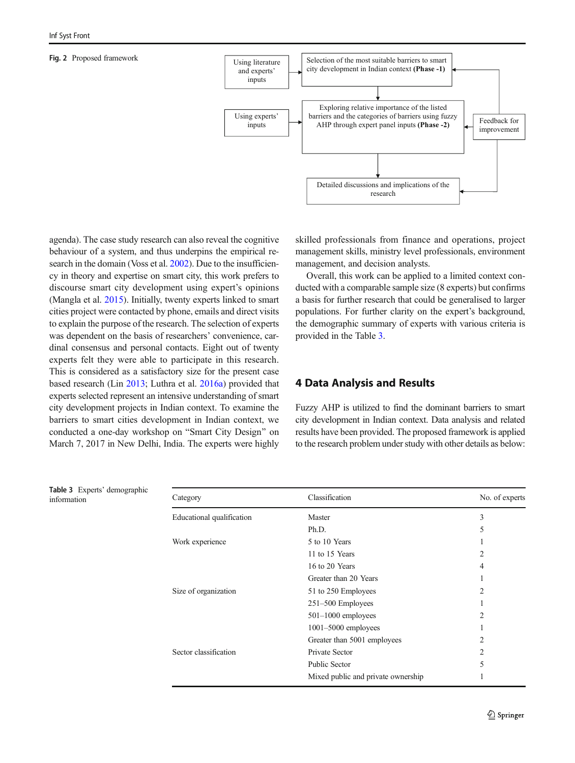Fig. 2 Proposed framework

Using literature and experts' inputs → Selection of the most suitable barriers to smart city development in Indian context **(Phase -1)**

Using experts' inputs → Exploring relative importance of the listed barriers and the categories of barriers using fuzzy AHP through expert panel inputs **(Phase -2)**

Detailed discussions and implications of the research

Feedback for improvement

agenda). The case study research can also reveal the cognitive behaviour of a system, and thus underpins the empirical research in the domain (Voss et al. 2002). Due to the insufficiency in theory and expertise on smart city, this work prefers to discourse smart city development using expert's opinions (Mangla et al. 2015). Initially, twenty experts linked to smart cities project were contacted by phone, emails and direct visits to explain the purpose of the research. The selection of experts was dependent on the basis of researchers' convenience, cardinal consensus and personal contacts. Eight out of twenty experts felt they were able to participate in this research. This is considered as a satisfactory size for the present case based research (Lin 2013; Luthra et al. 2016a) provided that experts selected represent an intensive understanding of smart city development projects in Indian context. To examine the barriers to smart cities development in Indian context, we conducted a one-day workshop on "Smart City Design" on March 7, 2017 in New Delhi, India. The experts were highly skilled professionals from finance and operations, project management skills, ministry level professionals, environment management, and decision analysts.

Overall, this work can be applied to a limited context conducted with a comparable sample size (8 experts) but confirms a basis for further research that could be generalised to larger populations. For further clarity on the expert's background, the demographic summary of experts with various criteria is provided in the Table 3.

## 4 Data Analysis and Results

Fuzzy AHP is utilized to find the dominant barriers to smart city development in Indian context. Data analysis and related results have been provided. The proposed framework is applied to the research problem under study with other details as below:

**Table 3** Experts' demographic information

| Category | Classification | No. of experts |
|---|---|---|
| Educational qualification | Master | 3 |
| | Ph.D. | 5 |
| Work experience | 5 to 10 Years | 1 |
| | 11 to 15 Years | 2 |
| | 16 to 20 Years | 4 |
| | Greater than 20 Years | 1 |
| Size of organization | 51 to 250 Employees | 2 |
| | 251–500 Employees | 1 |
| | 501–1000 employees | 2 |
| | 1001–5000 employees | 1 |
| | Greater than 5001 employees | 2 |
| Sector classification | Private Sector | 2 |
| | Public Sector | 5 |
| | Mixed public and private ownership | 1 |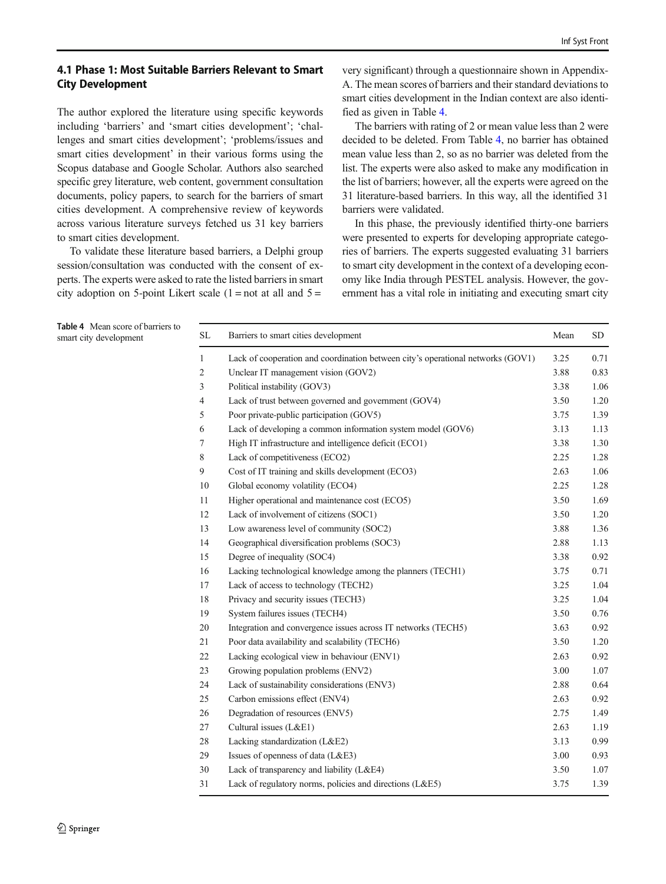### 4.1 Phase 1: Most Suitable Barriers Relevant to Smart City Development

The author explored the literature using specific keywords including 'barriers' and 'smart cities development'; 'challenges and smart cities development'; 'problems/issues and smart cities development' in their various forms using the Scopus database and Google Scholar. Authors also searched specific grey literature, web content, government consultation documents, policy papers, to search for the barriers of smart cities development. A comprehensive review of keywords across various literature surveys fetched us 31 key barriers to smart cities development.

To validate these literature based barriers, a Delphi group session/consultation was conducted with the consent of experts. The experts were asked to rate the listed barriers in smart city adoption on 5-point Likert scale (1 = not at all and 5 = very significant) through a questionnaire shown in Appendix-A. The mean scores of barriers and their standard deviations to smart cities development in the Indian context are also identified as given in Table 4.

The barriers with rating of 2 or mean value less than 2 were decided to be deleted. From Table 4, no barrier has obtained mean value less than 2, so as no barrier was deleted from the list. The experts were also asked to make any modification in the list of barriers; however, all the experts were agreed on the 31 literature-based barriers. In this way, all the identified 31 barriers were validated.

In this phase, the previously identified thirty-one barriers were presented to experts for developing appropriate categories of barriers. The experts suggested evaluating 31 barriers to smart city development in the context of a developing economy like India through PESTEL analysis. However, the government has a vital role in initiating and executing smart city

**Table 4** Mean score of barriers to smart city development

| SL | Barriers to smart cities development | Mean | SD |
|---|---|---|---|
| 1 | Lack of cooperation and coordination between city's operational networks (GOV1) | 3.25 | 0.71 |
| 2 | Unclear IT management vision (GOV2) | 3.88 | 0.83 |
| 3 | Political instability (GOV3) | 3.38 | 1.06 |
| 4 | Lack of trust between governed and government (GOV4) | 3.50 | 1.20 |
| 5 | Poor private-public participation (GOV5) | 3.75 | 1.39 |
| 6 | Lack of developing a common information system model (GOV6) | 3.13 | 1.13 |
| 7 | High IT infrastructure and intelligence deficit (ECO1) | 3.38 | 1.30 |
| 8 | Lack of competitiveness (ECO2) | 2.25 | 1.28 |
| 9 | Cost of IT training and skills development (ECO3) | 2.63 | 1.06 |
| 10 | Global economy volatility (ECO4) | 2.25 | 1.28 |
| 11 | Higher operational and maintenance cost (ECO5) | 3.50 | 1.69 |
| 12 | Lack of involvement of citizens (SOC1) | 3.50 | 1.20 |
| 13 | Low awareness level of community (SOC2) | 3.88 | 1.36 |
| 14 | Geographical diversification problems (SOC3) | 2.88 | 1.13 |
| 15 | Degree of inequality (SOC4) | 3.38 | 0.92 |
| 16 | Lacking technological knowledge among the planners (TECH1) | 3.75 | 0.71 |
| 17 | Lack of access to technology (TECH2) | 3.25 | 1.04 |
| 18 | Privacy and security issues (TECH3) | 3.25 | 1.04 |
| 19 | System failures issues (TECH4) | 3.50 | 0.76 |
| 20 | Integration and convergence issues across IT networks (TECH5) | 3.63 | 0.92 |
| 21 | Poor data availability and scalability (TECH6) | 3.50 | 1.20 |
| 22 | Lacking ecological view in behaviour (ENV1) | 2.63 | 0.92 |
| 23 | Growing population problems (ENV2) | 3.00 | 1.07 |
| 24 | Lack of sustainability considerations (ENV3) | 2.88 | 0.64 |
| 25 | Carbon emissions effect (ENV4) | 2.63 | 0.92 |
| 26 | Degradation of resources (ENV5) | 2.75 | 1.49 |
| 27 | Cultural issues (L&E1) | 2.63 | 1.19 |
| 28 | Lacking standardization (L&E2) | 3.13 | 0.99 |
| 29 | Issues of openness of data (L&E3) | 3.00 | 0.93 |
| 30 | Lack of transparency and liability (L&E4) | 3.50 | 1.07 |
| 31 | Lack of regulatory norms, policies and directions (L&E5) | 3.75 | 1.39 |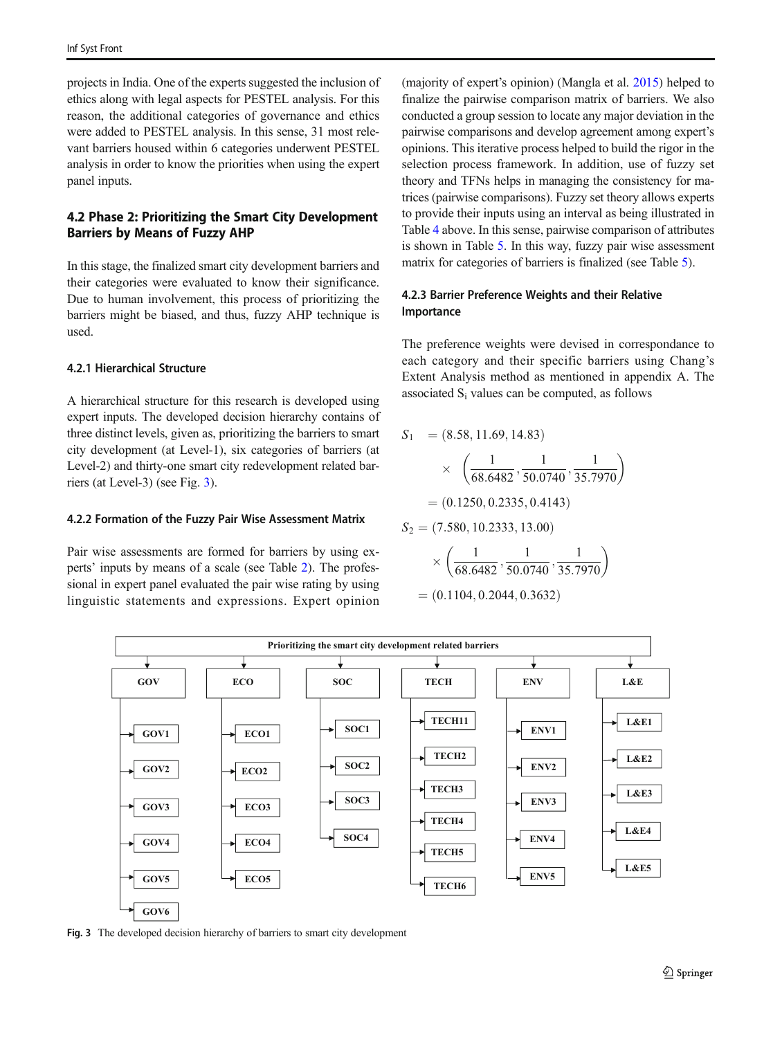projects in India. One of the experts suggested the inclusion of ethics along with legal aspects for PESTEL analysis. For this reason, the additional categories of governance and ethics were added to PESTEL analysis. In this sense, 31 most relevant barriers housed within 6 categories underwent PESTEL analysis in order to know the priorities when using the expert panel inputs.

## 4.2 Phase 2: Prioritizing the Smart City Development Barriers by Means of Fuzzy AHP

In this stage, the finalized smart city development barriers and their categories were evaluated to know their significance. Due to human involvement, this process of prioritizing the barriers might be biased, and thus, fuzzy AHP technique is used.

### 4.2.1 Hierarchical Structure

A hierarchical structure for this research is developed using expert inputs. The developed decision hierarchy contains of three distinct levels, given as, prioritizing the barriers to smart city development (at Level-1), six categories of barriers (at Level-2) and thirty-one smart city redevelopment related barriers (at Level-3) (see Fig. 3).

### 4.2.2 Formation of the Fuzzy Pair Wise Assessment Matrix

Pair wise assessments are formed for barriers by using experts' inputs by means of a scale (see Table 2). The professional in expert panel evaluated the pair wise rating by using linguistic statements and expressions. Expert opinion (majority of expert's opinion) (Mangla et al. 2015) helped to finalize the pairwise comparison matrix of barriers. We also conducted a group session to locate any major deviation in the pairwise comparisons and develop agreement among expert's opinions. This iterative process helped to build the rigor in the selection process framework. In addition, use of fuzzy set theory and TFNs helps in managing the consistency for matrices (pairwise comparisons). Fuzzy set theory allows experts to provide their inputs using an interval as being illustrated in Table 4 above. In this sense, pairwise comparison of attributes is shown in Table 5. In this way, fuzzy pair wise assessment matrix for categories of barriers is finalized (see Table 5).

### 4.2.3 Barrier Preference Weights and their Relative Importance

The preference weights were devised in correspondance to each category and their specific barriers using Chang's Extent Analysis method as mentioned in appendix A. The associated $S_i$ values can be computed, as follows

$$
\begin{aligned}
S_1 &= (8.58, 11.69, 14.83) \times \left(\frac{1}{68.6482}, \frac{1}{50.0740}, \frac{1}{35.7970}\right) \\
&= (0.1250, 0.2335, 0.4143)
\end{aligned}
$$

$$
\begin{aligned}
S_2 &= (7.580, 10.2333, 13.00) \times \left(\frac{1}{68.6482}, \frac{1}{50.0740}, \frac{1}{35.7970}\right) \\
&= (0.1104, 0.2044, 0.3632)
\end{aligned}
$$

| Prioritizing the smart city development related barriers | | | | | |
|---|---|---|---|---|---|
| GOV | ECO | SOC | TECH | ENV | L&E |
| GOV1 | ECO1 | SOC1 | TECH11 | ENV1 | L&E1 |
| GOV2 | ECO2 | SOC2 | TECH2 | ENV2 | L&E2 |
| GOV3 | ECO3 | SOC3 | TECH3 | ENV3 | L&E3 |
| GOV4 | ECO4 | SOC4 | TECH4 | ENV4 | L&E4 |
| GOV5 | ECO5 | | TECH5 | ENV5 | L&E5 |
| GOV6 | | | TECH6 | | |

**Fig. 3** The developed decision hierarchy of barriers to smart city development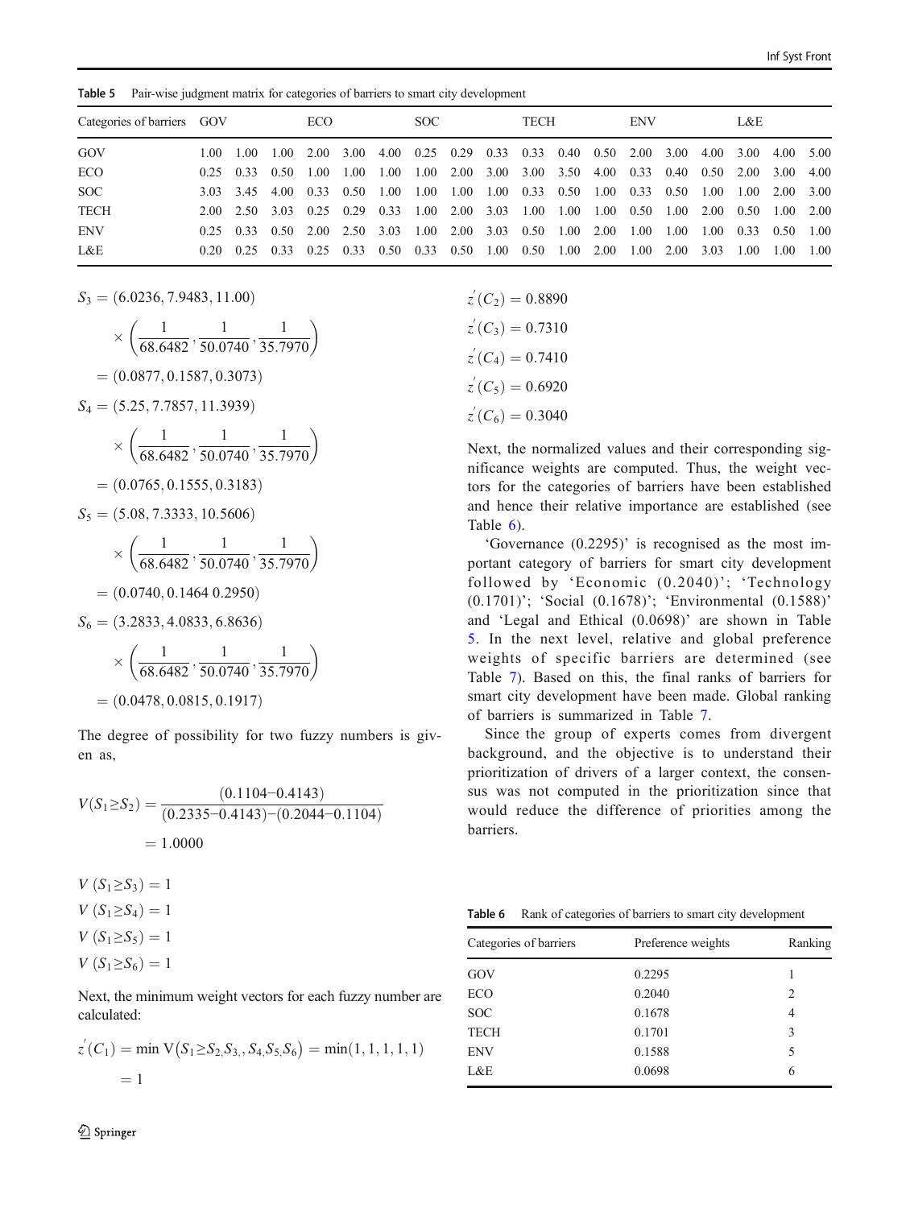**Table 5** Pair-wise judgment matrix for categories of barriers to smart city development

| Categories of barriers | GOV | | | ECO | | | SOC | | | TECH | | | ENV | | | L&E | | |
|---|---|---|---|---|---|---|---|---|---|---|---|---|---|---|---|---|---|---|
| GOV | 1.00 | 1.00 | 1.00 | 2.00 | 3.00 | 4.00 | 0.25 | 0.29 | 0.33 | 0.33 | 0.40 | 0.50 | 2.00 | 3.00 | 4.00 | 3.00 | 4.00 | 5.00 |
| ECO | 0.25 | 0.33 | 0.50 | 1.00 | 1.00 | 1.00 | 1.00 | 2.00 | 3.00 | 3.00 | 3.50 | 4.00 | 0.33 | 0.40 | 0.50 | 2.00 | 3.00 | 4.00 |
| SOC | 3.03 | 3.45 | 4.00 | 0.33 | 0.50 | 1.00 | 1.00 | 1.00 | 1.00 | 0.33 | 0.50 | 1.00 | 0.33 | 0.50 | 1.00 | 1.00 | 2.00 | 3.00 |
| TECH | 2.00 | 2.50 | 3.03 | 0.25 | 0.29 | 0.33 | 1.00 | 2.00 | 3.03 | 1.00 | 1.00 | 1.00 | 0.50 | 1.00 | 2.00 | 0.50 | 1.00 | 2.00 |
| ENV | 0.25 | 0.33 | 0.50 | 2.00 | 2.50 | 3.03 | 1.00 | 2.00 | 3.03 | 0.50 | 1.00 | 2.00 | 1.00 | 1.00 | 1.00 | 0.33 | 0.50 | 1.00 |
| L&E | 0.20 | 0.25 | 0.33 | 0.25 | 0.33 | 0.50 | 0.33 | 0.50 | 1.00 | 0.50 | 1.00 | 2.00 | 1.00 | 2.00 | 3.03 | 1.00 | 1.00 | 1.00 |

$$S_3 = (6.0236, 7.9483, 11.00) \times \left(\frac{1}{68.6482}, \frac{1}{50.0740}, \frac{1}{35.7970}\right) = (0.0877, 0.1587, 0.3073)$$

$$S_4 = (5.25, 7.7857, 11.3939) \times \left(\frac{1}{68.6482}, \frac{1}{50.0740}, \frac{1}{35.7970}\right) = (0.0765, 0.1555, 0.3183)$$

$$S_5 = (5.08, 7.3333, 10.5606) \times \left(\frac{1}{68.6482}, \frac{1}{50.0740}, \frac{1}{35.7970}\right) = (0.0740, 0.1464\ 0.2950)$$

$$S_6 = (3.2833, 4.0833, 6.8636) \times \left(\frac{1}{68.6482}, \frac{1}{50.0740}, \frac{1}{35.7970}\right) = (0.0478, 0.0815, 0.1917)$$

The degree of possibility for two fuzzy numbers is given as,

$$V(S_1 \geq S_2) = \frac{(0.1104 - 0.4143)}{(0.2335 - 0.4143) - (0.2044 - 0.1104)} = 1.0000$$

$$V\ (S_1 \geq S_3) = 1$$

$$V\ (S_1 \geq S_4) = 1$$

$$V\ (S_1 \geq S_5) = 1$$

$$V\ (S_1 \geq S_6) = 1$$

Next, the minimum weight vectors for each fuzzy number are calculated:

$$z'(C_1) = \min \mathrm{V}(S_1 \geq S_{2,} S_{3,}, S_4, S_5, S_6) = \min(1, 1, 1, 1, 1) = 1$$

$$z'(C_2) = 0.8890$$

$$z'(C_3) = 0.7310$$

$$z'(C_4) = 0.7410$$

$$z'(C_5) = 0.6920$$

$$z'(C_6) = 0.3040$$

Next, the normalized values and their corresponding significance weights are computed. Thus, the weight vectors for the categories of barriers have been established and hence their relative importance are established (see Table 6).

'Governance (0.2295)' is recognised as the most important category of barriers for smart city development followed by 'Economic (0.2040)'; 'Technology (0.1701)'; 'Social (0.1678)'; 'Environmental (0.1588)' and 'Legal and Ethical (0.0698)' are shown in Table 5. In the next level, relative and global preference weights of specific barriers are determined (see Table 7). Based on this, the final ranks of barriers for smart city development have been made. Global ranking of barriers is summarized in Table 7.

Since the group of experts comes from divergent background, and the objective is to understand their prioritization of drivers of a larger context, the consensus was not computed in the prioritization since that would reduce the difference of priorities among the barriers.

**Table 6** Rank of categories of barriers to smart city development

| Categories of barriers | Preference weights | Ranking |
|---|---|---|
| GOV | 0.2295 | 1 |
| ECO | 0.2040 | 2 |
| SOC | 0.1678 | 4 |
| TECH | 0.1701 | 3 |
| ENV | 0.1588 | 5 |
| L&E | 0.0698 | 6 |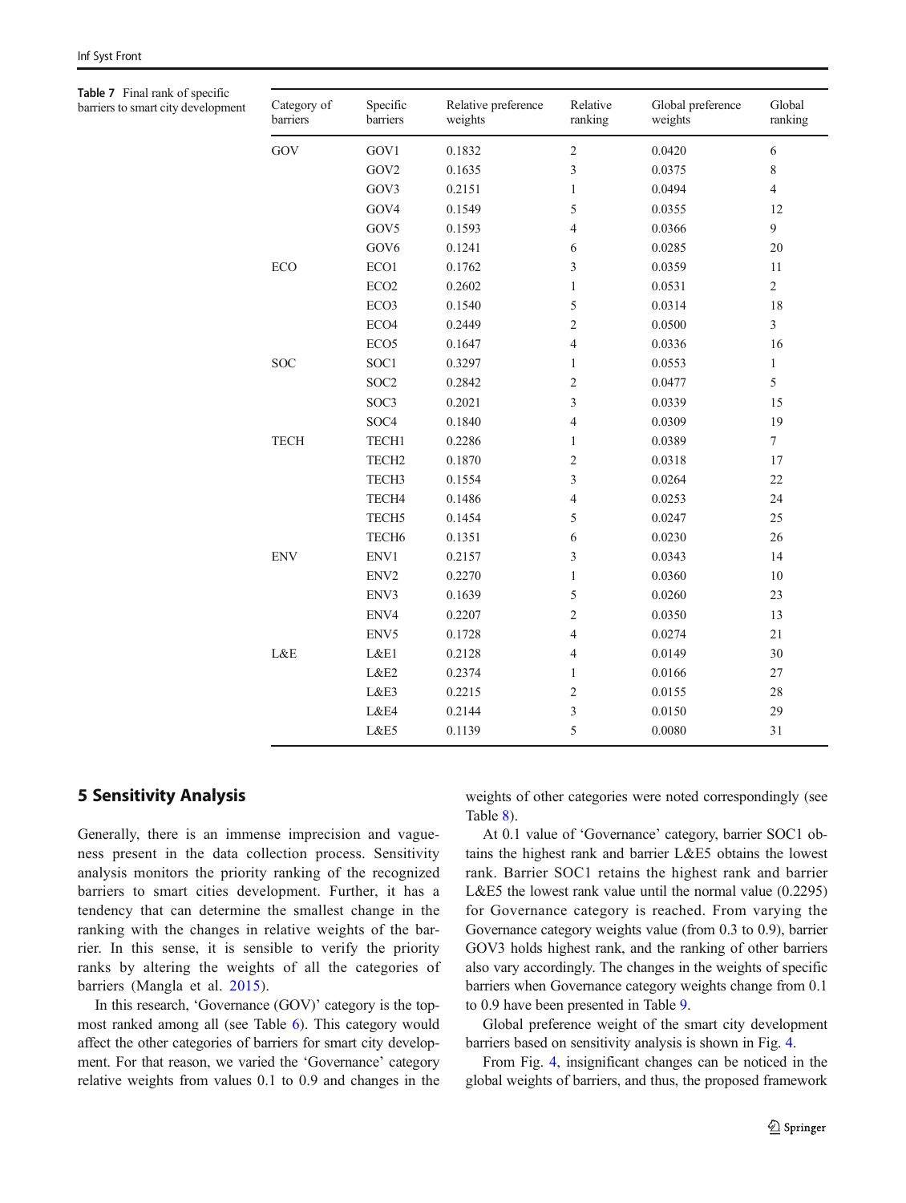**Table 7** Final rank of specific barriers to smart city development

| Category of barriers | Specific barriers | Relative preference weights | Relative ranking | Global preference weights | Global ranking |
|---|---|---|---|---|---|
| GOV | GOV1 | 0.1832 | 2 | 0.0420 | 6 |
| | GOV2 | 0.1635 | 3 | 0.0375 | 8 |
| | GOV3 | 0.2151 | 1 | 0.0494 | 4 |
| | GOV4 | 0.1549 | 5 | 0.0355 | 12 |
| | GOV5 | 0.1593 | 4 | 0.0366 | 9 |
| | GOV6 | 0.1241 | 6 | 0.0285 | 20 |
| ECO | ECO1 | 0.1762 | 3 | 0.0359 | 11 |
| | ECO2 | 0.2602 | 1 | 0.0531 | 2 |
| | ECO3 | 0.1540 | 5 | 0.0314 | 18 |
| | ECO4 | 0.2449 | 2 | 0.0500 | 3 |
| | ECO5 | 0.1647 | 4 | 0.0336 | 16 |
| SOC | SOC1 | 0.3297 | 1 | 0.0553 | 1 |
| | SOC2 | 0.2842 | 2 | 0.0477 | 5 |
| | SOC3 | 0.2021 | 3 | 0.0339 | 15 |
| | SOC4 | 0.1840 | 4 | 0.0309 | 19 |
| TECH | TECH1 | 0.2286 | 1 | 0.0389 | 7 |
| | TECH2 | 0.1870 | 2 | 0.0318 | 17 |
| | TECH3 | 0.1554 | 3 | 0.0264 | 22 |
| | TECH4 | 0.1486 | 4 | 0.0253 | 24 |
| | TECH5 | 0.1454 | 5 | 0.0247 | 25 |
| | TECH6 | 0.1351 | 6 | 0.0230 | 26 |
| ENV | ENV1 | 0.2157 | 3 | 0.0343 | 14 |
| | ENV2 | 0.2270 | 1 | 0.0360 | 10 |
| | ENV3 | 0.1639 | 5 | 0.0260 | 23 |
| | ENV4 | 0.2207 | 2 | 0.0350 | 13 |
| | ENV5 | 0.1728 | 4 | 0.0274 | 21 |
| L&E | L&E1 | 0.2128 | 4 | 0.0149 | 30 |
| | L&E2 | 0.2374 | 1 | 0.0166 | 27 |
| | L&E3 | 0.2215 | 2 | 0.0155 | 28 |
| | L&E4 | 0.2144 | 3 | 0.0150 | 29 |
| | L&E5 | 0.1139 | 5 | 0.0080 | 31 |

## 5 Sensitivity Analysis

Generally, there is an immense imprecision and vagueness present in the data collection process. Sensitivity analysis monitors the priority ranking of the recognized barriers to smart cities development. Further, it has a tendency that can determine the smallest change in the ranking with the changes in relative weights of the barrier. In this sense, it is sensible to verify the priority ranks by altering the weights of all the categories of barriers (Mangla et al. 2015).

In this research, 'Governance (GOV)' category is the topmost ranked among all (see Table 6). This category would affect the other categories of barriers for smart city development. For that reason, we varied the 'Governance' category relative weights from values 0.1 to 0.9 and changes in the weights of other categories were noted correspondingly (see Table 8).

At 0.1 value of 'Governance' category, barrier SOC1 obtains the highest rank and barrier L&E5 obtains the lowest rank. Barrier SOC1 retains the highest rank and barrier L&E5 the lowest rank value until the normal value (0.2295) for Governance category is reached. From varying the Governance category weights value (from 0.3 to 0.9), barrier GOV3 holds highest rank, and the ranking of other barriers also vary accordingly. The changes in the weights of specific barriers when Governance category weights change from 0.1 to 0.9 have been presented in Table 9.

Global preference weight of the smart city development barriers based on sensitivity analysis is shown in Fig. 4.

From Fig. 4, insignificant changes can be noticed in the global weights of barriers, and thus, the proposed framework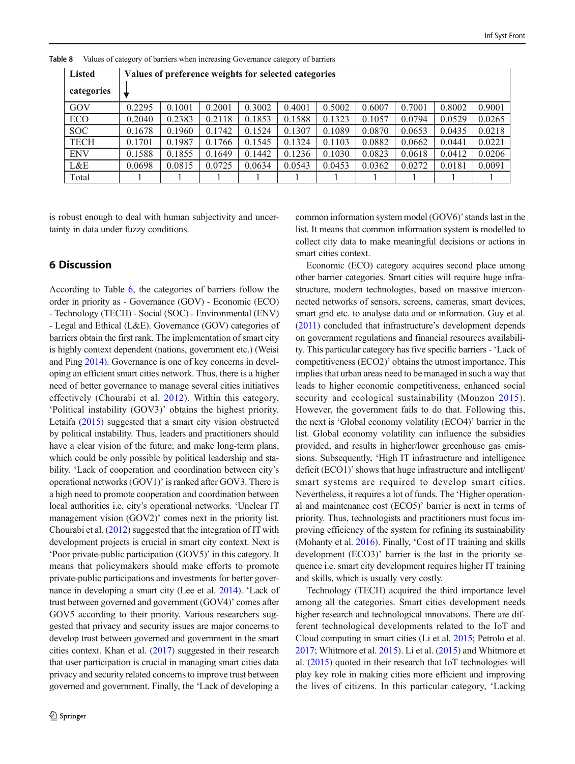Table 8 Values of category of barriers when increasing Governance category of barriers

| Listed categories | Values of preference weights for selected categories ↓ | | | | | | | | | |
|---|---|---|---|---|---|---|---|---|---|---|
| GOV | 0.2295 | 0.1001 | 0.2001 | 0.3002 | 0.4001 | 0.5002 | 0.6007 | 0.7001 | 0.8002 | 0.9001 |
| ECO | 0.2040 | 0.2383 | 0.2118 | 0.1853 | 0.1588 | 0.1323 | 0.1057 | 0.0794 | 0.0529 | 0.0265 |
| SOC | 0.1678 | 0.1960 | 0.1742 | 0.1524 | 0.1307 | 0.1089 | 0.0870 | 0.0653 | 0.0435 | 0.0218 |
| TECH | 0.1701 | 0.1987 | 0.1766 | 0.1545 | 0.1324 | 0.1103 | 0.0882 | 0.0662 | 0.0441 | 0.0221 |
| ENV | 0.1588 | 0.1855 | 0.1649 | 0.1442 | 0.1236 | 0.1030 | 0.0823 | 0.0618 | 0.0412 | 0.0206 |
| L&E | 0.0698 | 0.0815 | 0.0725 | 0.0634 | 0.0543 | 0.0453 | 0.0362 | 0.0272 | 0.0181 | 0.0091 |
| Total | 1 | 1 | 1 | 1 | 1 | 1 | 1 | 1 | 1 | 1 |

is robust enough to deal with human subjectivity and uncertainty in data under fuzzy conditions.

## 6 Discussion

According to Table 6, the categories of barriers follow the order in priority as - Governance (GOV) - Economic (ECO) - Technology (TECH) - Social (SOC) - Environmental (ENV) - Legal and Ethical (L&E). Governance (GOV) categories of barriers obtain the first rank. The implementation of smart city is highly context dependent (nations, government etc.) (Weisi and Ping 2014). Governance is one of key concerns in developing an efficient smart cities network. Thus, there is a higher need of better governance to manage several cities initiatives effectively (Chourabi et al. 2012). Within this category, 'Political instability (GOV3)' obtains the highest priority. Letaifa (2015) suggested that a smart city vision obstructed by political instability. Thus, leaders and practitioners should have a clear vision of the future; and make long-term plans, which could be only possible by political leadership and stability. 'Lack of cooperation and coordination between city's operational networks (GOV1)' is ranked after GOV3. There is a high need to promote cooperation and coordination between local authorities i.e. city's operational networks. 'Unclear IT management vision (GOV2)' comes next in the priority list. Chourabi et al. (2012) suggested that the integration of IT with development projects is crucial in smart city context. Next is 'Poor private-public participation (GOV5)' in this category. It means that policymakers should make efforts to promote private-public participations and investments for better governance in developing a smart city (Lee et al. 2014). 'Lack of trust between governed and government (GOV4)' comes after GOV5 according to their priority. Various researchers suggested that privacy and security issues are major concerns to develop trust between governed and government in the smart cities context. Khan et al. (2017) suggested in their research that user participation is crucial in managing smart cities data privacy and security related concerns to improve trust between governed and government. Finally, the 'Lack of developing a common information system model (GOV6)' stands last in the list. It means that common information system is modelled to collect city data to make meaningful decisions or actions in smart cities context.

Economic (ECO) category acquires second place among other barrier categories. Smart cities will require huge infrastructure, modern technologies, based on massive interconnected networks of sensors, screens, cameras, smart devices, smart grid etc. to analyse data and or information. Guy et al. (2011) concluded that infrastructure's development depends on government regulations and financial resources availability. This particular category has five specific barriers - 'Lack of competitiveness (ECO2)' obtains the utmost importance. This implies that urban areas need to be managed in such a way that leads to higher economic competitiveness, enhanced social security and ecological sustainability (Monzon 2015). However, the government fails to do that. Following this, the next is 'Global economy volatility (ECO4)' barrier in the list. Global economy volatility can influence the subsidies provided, and results in higher/lower greenhouse gas emissions. Subsequently, 'High IT infrastructure and intelligence deficit (ECO1)' shows that huge infrastructure and intelligent/smart systems are required to develop smart cities. Nevertheless, it requires a lot of funds. The 'Higher operational and maintenance cost (ECO5)' barrier is next in terms of priority. Thus, technologists and practitioners must focus improving efficiency of the system for refining its sustainability (Mohanty et al. 2016). Finally, 'Cost of IT training and skills development (ECO3)' barrier is the last in the priority sequence i.e. smart city development requires higher IT training and skills, which is usually very costly.

Technology (TECH) acquired the third importance level among all the categories. Smart cities development needs higher research and technological innovations. There are different technological developments related to the IoT and Cloud computing in smart cities (Li et al. 2015; Petrolo et al. 2017; Whitmore et al. 2015). Li et al. (2015) and Whitmore et al. (2015) quoted in their research that IoT technologies will play key role in making cities more efficient and improving the lives of citizens. In this particular category, 'Lacking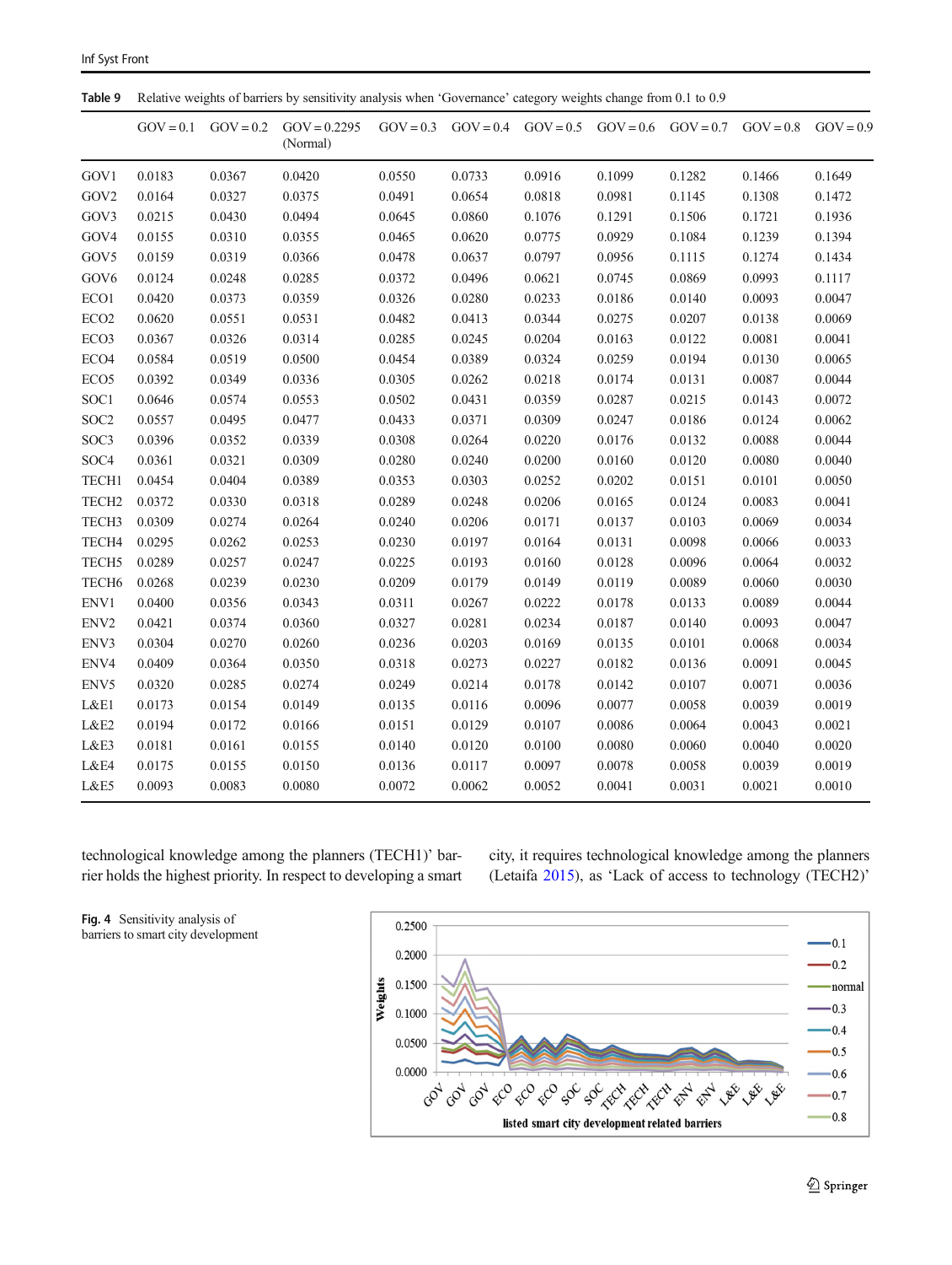**Table 9** Relative weights of barriers by sensitivity analysis when 'Governance' category weights change from 0.1 to 0.9

| | GOV = 0.1 | GOV = 0.2 | GOV = 0.2295 (Normal) | GOV = 0.3 | GOV = 0.4 | GOV = 0.5 | GOV = 0.6 | GOV = 0.7 | GOV = 0.8 | GOV = 0.9 |
|---|---|---|---|---|---|---|---|---|---|---|
| GOV1 | 0.0183 | 0.0367 | 0.0420 | 0.0550 | 0.0733 | 0.0916 | 0.1099 | 0.1282 | 0.1466 | 0.1649 |
| GOV2 | 0.0164 | 0.0327 | 0.0375 | 0.0491 | 0.0654 | 0.0818 | 0.0981 | 0.1145 | 0.1308 | 0.1472 |
| GOV3 | 0.0215 | 0.0430 | 0.0494 | 0.0645 | 0.0860 | 0.1076 | 0.1291 | 0.1506 | 0.1721 | 0.1936 |
| GOV4 | 0.0155 | 0.0310 | 0.0355 | 0.0465 | 0.0620 | 0.0775 | 0.0929 | 0.1084 | 0.1239 | 0.1394 |
| GOV5 | 0.0159 | 0.0319 | 0.0366 | 0.0478 | 0.0637 | 0.0797 | 0.0956 | 0.1115 | 0.1274 | 0.1434 |
| GOV6 | 0.0124 | 0.0248 | 0.0285 | 0.0372 | 0.0496 | 0.0621 | 0.0745 | 0.0869 | 0.0993 | 0.1117 |
| ECO1 | 0.0420 | 0.0373 | 0.0359 | 0.0326 | 0.0280 | 0.0233 | 0.0186 | 0.0140 | 0.0093 | 0.0047 |
| ECO2 | 0.0620 | 0.0551 | 0.0531 | 0.0482 | 0.0413 | 0.0344 | 0.0275 | 0.0207 | 0.0138 | 0.0069 |
| ECO3 | 0.0367 | 0.0326 | 0.0314 | 0.0285 | 0.0245 | 0.0204 | 0.0163 | 0.0122 | 0.0081 | 0.0041 |
| ECO4 | 0.0584 | 0.0519 | 0.0500 | 0.0454 | 0.0389 | 0.0324 | 0.0259 | 0.0194 | 0.0130 | 0.0065 |
| ECO5 | 0.0392 | 0.0349 | 0.0336 | 0.0305 | 0.0262 | 0.0218 | 0.0174 | 0.0131 | 0.0087 | 0.0044 |
| SOC1 | 0.0646 | 0.0574 | 0.0553 | 0.0502 | 0.0431 | 0.0359 | 0.0287 | 0.0215 | 0.0143 | 0.0072 |
| SOC2 | 0.0557 | 0.0495 | 0.0477 | 0.0433 | 0.0371 | 0.0309 | 0.0247 | 0.0186 | 0.0124 | 0.0062 |
| SOC3 | 0.0396 | 0.0352 | 0.0339 | 0.0308 | 0.0264 | 0.0220 | 0.0176 | 0.0132 | 0.0088 | 0.0044 |
| SOC4 | 0.0361 | 0.0321 | 0.0309 | 0.0280 | 0.0240 | 0.0200 | 0.0160 | 0.0120 | 0.0080 | 0.0040 |
| TECH1 | 0.0454 | 0.0404 | 0.0389 | 0.0353 | 0.0303 | 0.0252 | 0.0202 | 0.0151 | 0.0101 | 0.0050 |
| TECH2 | 0.0372 | 0.0330 | 0.0318 | 0.0289 | 0.0248 | 0.0206 | 0.0165 | 0.0124 | 0.0083 | 0.0041 |
| TECH3 | 0.0309 | 0.0274 | 0.0264 | 0.0240 | 0.0206 | 0.0171 | 0.0137 | 0.0103 | 0.0069 | 0.0034 |
| TECH4 | 0.0295 | 0.0262 | 0.0253 | 0.0230 | 0.0197 | 0.0164 | 0.0131 | 0.0098 | 0.0066 | 0.0033 |
| TECH5 | 0.0289 | 0.0257 | 0.0247 | 0.0225 | 0.0193 | 0.0160 | 0.0128 | 0.0096 | 0.0064 | 0.0032 |
| TECH6 | 0.0268 | 0.0239 | 0.0230 | 0.0209 | 0.0179 | 0.0149 | 0.0119 | 0.0089 | 0.0060 | 0.0030 |
| ENV1 | 0.0400 | 0.0356 | 0.0343 | 0.0311 | 0.0267 | 0.0222 | 0.0178 | 0.0133 | 0.0089 | 0.0044 |
| ENV2 | 0.0421 | 0.0374 | 0.0360 | 0.0327 | 0.0281 | 0.0234 | 0.0187 | 0.0140 | 0.0093 | 0.0047 |
| ENV3 | 0.0304 | 0.0270 | 0.0260 | 0.0236 | 0.0203 | 0.0169 | 0.0135 | 0.0101 | 0.0068 | 0.0034 |
| ENV4 | 0.0409 | 0.0364 | 0.0350 | 0.0318 | 0.0273 | 0.0227 | 0.0182 | 0.0136 | 0.0091 | 0.0045 |
| ENV5 | 0.0320 | 0.0285 | 0.0274 | 0.0249 | 0.0214 | 0.0178 | 0.0142 | 0.0107 | 0.0071 | 0.0036 |
| L&E1 | 0.0173 | 0.0154 | 0.0149 | 0.0135 | 0.0116 | 0.0096 | 0.0077 | 0.0058 | 0.0039 | 0.0019 |
| L&E2 | 0.0194 | 0.0172 | 0.0166 | 0.0151 | 0.0129 | 0.0107 | 0.0086 | 0.0064 | 0.0043 | 0.0021 |
| L&E3 | 0.0181 | 0.0161 | 0.0155 | 0.0140 | 0.0120 | 0.0100 | 0.0080 | 0.0060 | 0.0040 | 0.0020 |
| L&E4 | 0.0175 | 0.0155 | 0.0150 | 0.0136 | 0.0117 | 0.0097 | 0.0078 | 0.0058 | 0.0039 | 0.0019 |
| L&E5 | 0.0093 | 0.0083 | 0.0080 | 0.0072 | 0.0062 | 0.0052 | 0.0041 | 0.0031 | 0.0021 | 0.0010 |

technological knowledge among the planners (TECH1)' barrier holds the highest priority. In respect to developing a smart city, it requires technological knowledge among the planners (Letaifa 2015), as 'Lack of access to technology (TECH2)'

**Fig. 4** Sensitivity analysis of barriers to smart city development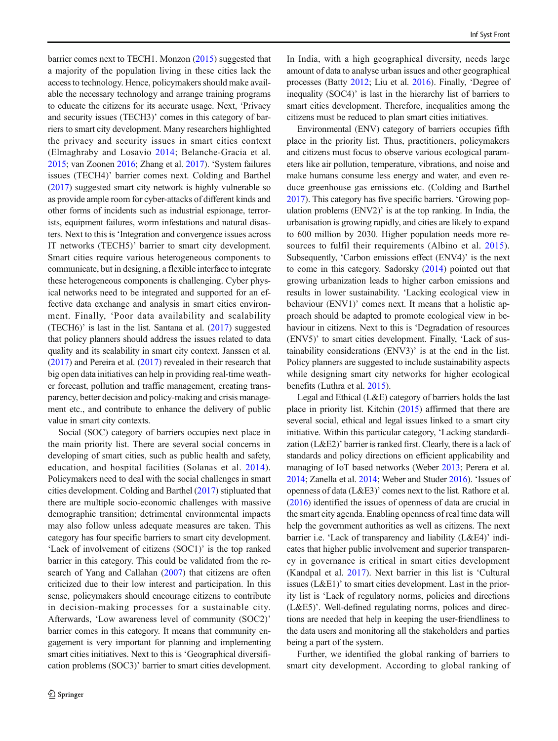barrier comes next to TECH1. Monzon (2015) suggested that a majority of the population living in these cities lack the access to technology. Hence, policymakers should make available the necessary technology and arrange training programs to educate the citizens for its accurate usage. Next, 'Privacy and security issues (TECH3)' comes in this category of barriers to smart city development. Many researchers highlighted the privacy and security issues in smart cities context (Elmaghraby and Losavio 2014; Belanche-Gracia et al. 2015; van Zoonen 2016; Zhang et al. 2017). 'System failures issues (TECH4)' barrier comes next. Colding and Barthel (2017) suggested smart city network is highly vulnerable so as provide ample room for cyber-attacks of different kinds and other forms of incidents such as industrial espionage, terrorists, equipment failures, worm infestations and natural disasters. Next to this is 'Integration and convergence issues across IT networks (TECH5)' barrier to smart city development. Smart cities require various heterogeneous components to communicate, but in designing, a flexible interface to integrate these heterogeneous components is challenging. Cyber physical networks need to be integrated and supported for an effective data exchange and analysis in smart cities environment. Finally, 'Poor data availability and scalability (TECH6)' is last in the list. Santana et al. (2017) suggested that policy planners should address the issues related to data quality and its scalability in smart city context. Janssen et al. (2017) and Pereira et al. (2017) revealed in their research that big open data initiatives can help in providing real-time weather forecast, pollution and traffic management, creating transparency, better decision and policy-making and crisis management etc., and contribute to enhance the delivery of public value in smart city contexts.

Social (SOC) category of barriers occupies next place in the main priority list. There are several social concerns in developing of smart cities, such as public health and safety, education, and hospital facilities (Solanas et al. 2014). Policymakers need to deal with the social challenges in smart cities development. Colding and Barthel (2017) stipulated that there are multiple socio-economic challenges with massive demographic transition; detrimental environmental impacts may also follow unless adequate measures are taken. This category has four specific barriers to smart city development. 'Lack of involvement of citizens (SOC1)' is the top ranked barrier in this category. This could be validated from the research of Yang and Callahan (2007) that citizens are often criticized due to their low interest and participation. In this sense, policymakers should encourage citizens to contribute in decision-making processes for a sustainable city. Afterwards, 'Low awareness level of community (SOC2)' barrier comes in this category. It means that community engagement is very important for planning and implementing smart cities initiatives. Next to this is 'Geographical diversification problems (SOC3)' barrier to smart cities development. In India, with a high geographical diversity, needs large amount of data to analyse urban issues and other geographical processes (Batty 2012; Liu et al. 2016). Finally, 'Degree of inequality (SOC4)' is last in the hierarchy list of barriers to smart cities development. Therefore, inequalities among the citizens must be reduced to plan smart cities initiatives.

Environmental (ENV) category of barriers occupies fifth place in the priority list. Thus, practitioners, policymakers and citizens must focus to observe various ecological parameters like air pollution, temperature, vibrations, and noise and make humans consume less energy and water, and even reduce greenhouse gas emissions etc. (Colding and Barthel 2017). This category has five specific barriers. 'Growing population problems (ENV2)' is at the top ranking. In India, the urbanisation is growing rapidly, and cities are likely to expand to 600 million by 2030. Higher population needs more resources to fulfil their requirements (Albino et al. 2015). Subsequently, 'Carbon emissions effect (ENV4)' is the next to come in this category. Sadorsky (2014) pointed out that growing urbanization leads to higher carbon emissions and results in lower sustainability. 'Lacking ecological view in behaviour (ENV1)' comes next. It means that a holistic approach should be adapted to promote ecological view in behaviour in citizens. Next to this is 'Degradation of resources (ENV5)' to smart cities development. Finally, 'Lack of sustainability considerations (ENV3)' is at the end in the list. Policy planners are suggested to include sustainability aspects while designing smart city networks for higher ecological benefits (Luthra et al. 2015).

Legal and Ethical (L&E) category of barriers holds the last place in priority list. Kitchin (2015) affirmed that there are several social, ethical and legal issues linked to a smart city initiative. Within this particular category, 'Lacking standardization (L&E2)' barrier is ranked first. Clearly, there is a lack of standards and policy directions on efficient applicability and managing of IoT based networks (Weber 2013; Perera et al. 2014; Zanella et al. 2014; Weber and Studer 2016). 'Issues of openness of data (L&E3)' comes next to the list. Rathore et al. (2016) identified the issues of openness of data are crucial in the smart city agenda. Enabling openness of real time data will help the government authorities as well as citizens. The next barrier i.e. 'Lack of transparency and liability (L&E4)' indicates that higher public involvement and superior transparency in governance is critical in smart cities development (Kandpal et al. 2017). Next barrier in this list is 'Cultural issues (L&E1)' to smart cities development. Last in the priority list is 'Lack of regulatory norms, policies and directions (L&E5)'. Well-defined regulating norms, polices and directions are needed that help in keeping the user-friendliness to the data users and monitoring all the stakeholders and parties being a part of the system.

Further, we identified the global ranking of barriers to smart city development. According to global ranking of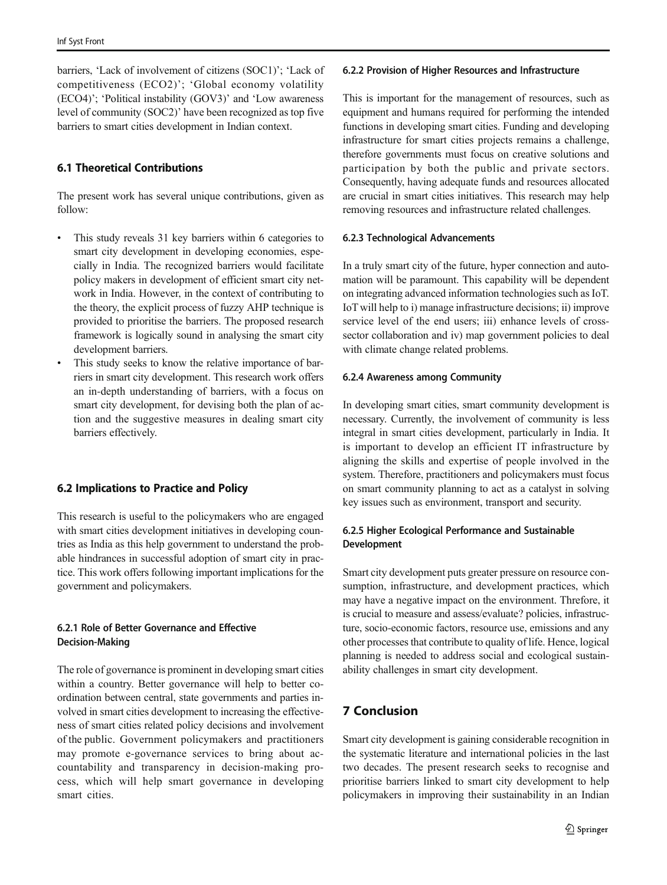barriers, 'Lack of involvement of citizens (SOC1)'; 'Lack of competitiveness (ECO2)'; 'Global economy volatility (ECO4)'; 'Political instability (GOV3)' and 'Low awareness level of community (SOC2)' have been recognized as top five barriers to smart cities development in Indian context.

## 6.1 Theoretical Contributions

The present work has several unique contributions, given as follow:

- This study reveals 31 key barriers within 6 categories to smart city development in developing economies, especially in India. The recognized barriers would facilitate policy makers in development of efficient smart city network in India. However, in the context of contributing to the theory, the explicit process of fuzzy AHP technique is provided to prioritise the barriers. The proposed research framework is logically sound in analysing the smart city development barriers.
- This study seeks to know the relative importance of barriers in smart city development. This research work offers an in-depth understanding of barriers, with a focus on smart city development, for devising both the plan of action and the suggestive measures in dealing smart city barriers effectively.

## 6.2 Implications to Practice and Policy

This research is useful to the policymakers who are engaged with smart cities development initiatives in developing countries as India as this help government to understand the probable hindrances in successful adoption of smart city in practice. This work offers following important implications for the government and policymakers.

### 6.2.1 Role of Better Governance and Effective Decision-Making

The role of governance is prominent in developing smart cities within a country. Better governance will help to better coordination between central, state governments and parties involved in smart cities development to increasing the effectiveness of smart cities related policy decisions and involvement of the public. Government policymakers and practitioners may promote e-governance services to bring about accountability and transparency in decision-making process, which will help smart governance in developing smart cities.

### 6.2.2 Provision of Higher Resources and Infrastructure

This is important for the management of resources, such as equipment and humans required for performing the intended functions in developing smart cities. Funding and developing infrastructure for smart cities projects remains a challenge, therefore governments must focus on creative solutions and participation by both the public and private sectors. Consequently, having adequate funds and resources allocated are crucial in smart cities initiatives. This research may help removing resources and infrastructure related challenges.

### 6.2.3 Technological Advancements

In a truly smart city of the future, hyper connection and automation will be paramount. This capability will be dependent on integrating advanced information technologies such as IoT. IoT will help to i) manage infrastructure decisions; ii) improve service level of the end users; iii) enhance levels of cross-sector collaboration and iv) map government policies to deal with climate change related problems.

### 6.2.4 Awareness among Community

In developing smart cities, smart community development is necessary. Currently, the involvement of community is less integral in smart cities development, particularly in India. It is important to develop an efficient IT infrastructure by aligning the skills and expertise of people involved in the system. Therefore, practitioners and policymakers must focus on smart community planning to act as a catalyst in solving key issues such as environment, transport and security.

### 6.2.5 Higher Ecological Performance and Sustainable Development

Smart city development puts greater pressure on resource consumption, infrastructure, and development practices, which may have a negative impact on the environment. Threfore, it is crucial to measure and assess/evaluate? policies, infrastructure, socio-economic factors, resource use, emissions and any other processes that contribute to quality of life. Hence, logical planning is needed to address social and ecological sustainability challenges in smart city development.

# 7 Conclusion

Smart city development is gaining considerable recognition in the systematic literature and international policies in the last two decades. The present research seeks to recognise and prioritise barriers linked to smart city development to help policymakers in improving their sustainability in an Indian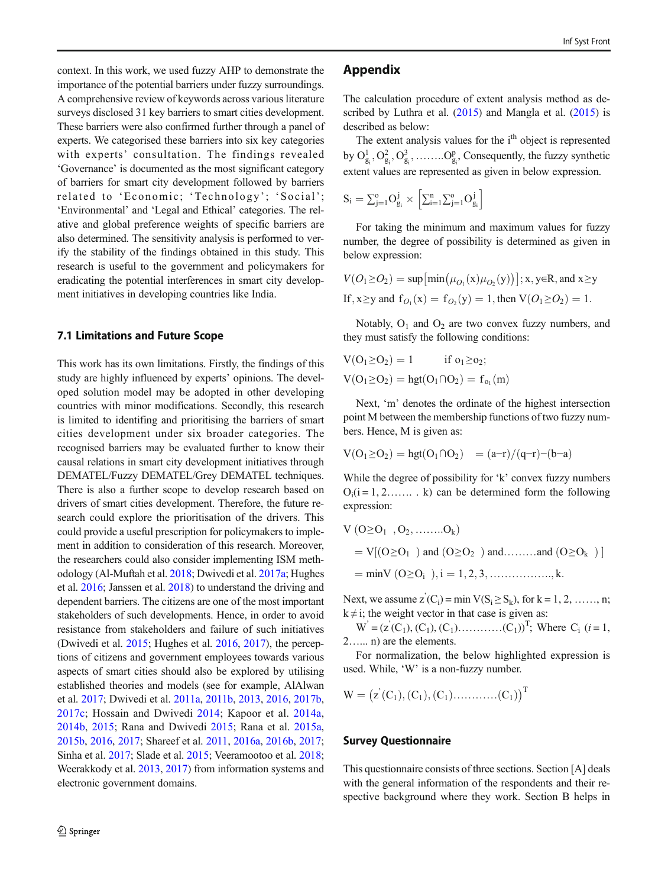context. In this work, we used fuzzy AHP to demonstrate the importance of the potential barriers under fuzzy surroundings. A comprehensive review of keywords across various literature surveys disclosed 31 key barriers to smart cities development. These barriers were also confirmed further through a panel of experts. We categorised these barriers into six key categories with experts' consultation. The findings revealed 'Governance' is documented as the most significant category of barriers for smart city development followed by barriers related to 'Economic; 'Technology'; 'Social'; 'Environmental' and 'Legal and Ethical' categories. The relative and global preference weights of specific barriers are also determined. The sensitivity analysis is performed to verify the stability of the findings obtained in this study. This research is useful to the government and policymakers for eradicating the potential interferences in smart city development initiatives in developing countries like India.

### 7.1 Limitations and Future Scope

This work has its own limitations. Firstly, the findings of this study are highly influenced by experts' opinions. The developed solution model may be adopted in other developing countries with minor modifications. Secondly, this research is limited to identifing and prioritising the barriers of smart cities development under six broader categories. The recognised barriers may be evaluated further to know their causal relations in smart city development initiatives through DEMATEL/Fuzzy DEMATEL/Grey DEMATEL techniques. There is also a further scope to develop research based on drivers of smart cities development. Therefore, the future research could explore the prioritisation of the drivers. This could provide a useful prescription for policymakers to implement in addition to consideration of this research. Moreover, the researchers could also consider implementing ISM methodology (Al-Muftah et al. 2018; Dwivedi et al. 2017a; Hughes et al. 2016; Janssen et al. 2018) to understand the driving and dependent barriers. The citizens are one of the most important stakeholders of such developments. Hence, in order to avoid resistance from stakeholders and failure of such initiatives (Dwivedi et al. 2015; Hughes et al. 2016, 2017), the perceptions of citizens and government employees towards various aspects of smart cities should also be explored by utilising established theories and models (see for example, AlAlwan et al. 2017; Dwivedi et al. 2011a, 2011b, 2013, 2016, 2017b, 2017c; Hossain and Dwivedi 2014; Kapoor et al. 2014a, 2014b, 2015; Rana and Dwivedi 2015; Rana et al. 2015a, 2015b, 2016, 2017; Shareef et al. 2011, 2016a, 2016b, 2017; Sinha et al. 2017; Slade et al. 2015; Veeramootoo et al. 2018; Weerakkody et al. 2013, 2017) from information systems and electronic government domains.

## Appendix

The calculation procedure of extent analysis method as described by Luthra et al. (2015) and Mangla et al. (2015) is described as below:

The extent analysis values for the $i^{th}$ object is represented by $O^1_{g_i}, O^2_{g_i}, O^3_{g_i}, \ldots\ldots O^p_{g_i}$, Consequently, the fuzzy synthetic extent values are represented as given in below expression.

$$S_i = \sum_{j=1}^{o} O^j_{g_i} \times \left[\sum_{i=1}^{n}\sum_{j=1}^{o} O^j_{g_i}\right]$$

For taking the minimum and maximum values for fuzzy number, the degree of possibility is determined as given in below expression:

$$V(O_1 \geq O_2) = \sup\left[\min\left(\mu_{O_1}(x)\mu_{O_2}(y)\right)\right]; x, y \in R, \text{ and } x \geq y$$

$$\text{If}, x \geq y \text{ and } f_{O_1}(x) = f_{O_2}(y) = 1, \text{then } V(O_1 \geq O_2) = 1.$$

Notably, $O_1$ and $O_2$ are two convex fuzzy numbers, and they must satisfy the following conditions:

$$V(O_1 \geq O_2) = 1 \qquad \text{if } o_1 \geq o_2;$$

$$V(O_1 \geq O_2) = hgt(O_1 \cap O_2) = f_{o_1}(m)$$

Next, 'm' denotes the ordinate of the highest intersection point M between the membership functions of two fuzzy numbers. Hence, M is given as:

$$V(O_1 \geq O_2) = hgt(O_1 \cap O_2) \quad = (a-r)/(q-r)-(b-a)$$

While the degree of possibility for 'k' convex fuzzy numbers $O_i(i = 1, 2\ldots\ldots.\ k)$ can be determined form the following expression:

$$V\ (O \geq O_1\ \ , O_2, \ldots\ldots O_k)$$

$$= V[(O \geq O_1\ ) \text{ and } (O \geq O_2\ ) \text{ and} \ldots\ldots\ldots \text{and } (O \geq O_k\ )\ ]$$

$$= \min V\ (O \geq O_i\ ), i = 1, 2, 3, \ldots\ldots\ldots\ldots\ldots\ldots, k.$$

Next, we assume $z^{'}(C_i) = \min V(S_i \geq S_k)$, for $k = 1, 2, \ldots\ldots, n$; $k \neq i$; the weight vector in that case is given as:

$W^{'} = (z^{'}(C_1), (C_1), (C_1)\ldots\ldots\ldots\ldots(C_1))^T$; Where $C_i$ ($i = 1, 2\ldots\ldots n$) are the elements.

For normalization, the below highlighted expression is used. While, 'W' is a non-fuzzy number.

$$W = \left(z^{'}(C_1), (C_1), (C_1)\ldots\ldots\ldots\ldots(C_1)\right)^T$$

### Survey Questionnaire

This questionnaire consists of three sections. Section [A] deals with the general information of the respondents and their respective background where they work. Section B helps in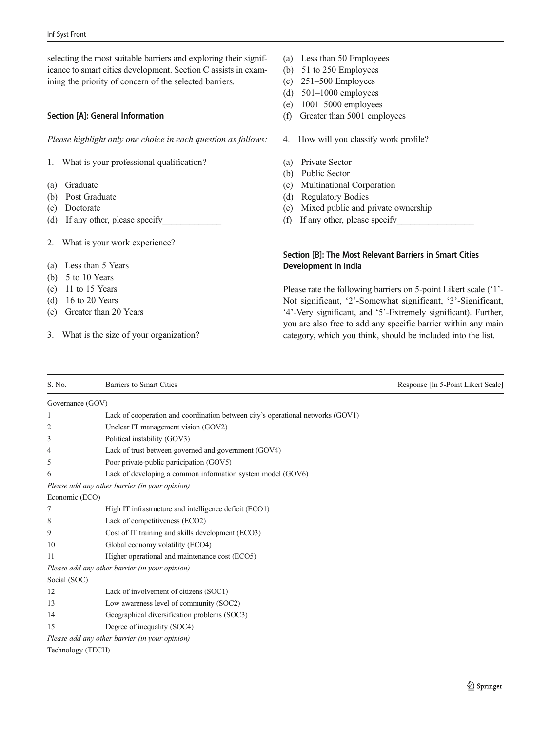selecting the most suitable barriers and exploring their significance to smart cities development. Section C assists in examining the priority of concern of the selected barriers.

### Section [A]: General Information

*Please highlight only one choice in each question as follows:*

1. What is your professional qualification?

(a) Graduate
(b) Post Graduate
(c) Doctorate
(d) If any other, please specify_____________

2. What is your work experience?

(a) Less than 5 Years
(b) 5 to 10 Years
(c) 11 to 15 Years
(d) 16 to 20 Years
(e) Greater than 20 Years

3. What is the size of your organization?

(a) Less than 50 Employees
(b) 51 to 250 Employees
(c) 251–500 Employees
(d) 501–1000 employees
(e) 1001–5000 employees
(f) Greater than 5001 employees

4. How will you classify work profile?

(a) Private Sector
(b) Public Sector
(c) Multinational Corporation
(d) Regulatory Bodies
(e) Mixed public and private ownership
(f) If any other, please specify_________________

### Section [B]: The Most Relevant Barriers in Smart Cities Development in India

Please rate the following barriers on 5-point Likert scale ('1'-Not significant, '2'-Somewhat significant, '3'-Significant, '4'-Very significant, and '5'-Extremely significant). Further, you are also free to add any specific barrier within any main category, which you think, should be included into the list.

| S. No. | Barriers to Smart Cities | Response [In 5-Point Likert Scale] |
|---|---|---|
| Governance (GOV) | | |
| 1 | Lack of cooperation and coordination between city's operational networks (GOV1) | |
| 2 | Unclear IT management vision (GOV2) | |
| 3 | Political instability (GOV3) | |
| 4 | Lack of trust between governed and government (GOV4) | |
| 5 | Poor private-public participation (GOV5) | |
| 6 | Lack of developing a common information system model (GOV6) | |
| *Please add any other barrier (in your opinion)* | | |
| Economic (ECO) | | |
| 7 | High IT infrastructure and intelligence deficit (ECO1) | |
| 8 | Lack of competitiveness (ECO2) | |
| 9 | Cost of IT training and skills development (ECO3) | |
| 10 | Global economy volatility (ECO4) | |
| 11 | Higher operational and maintenance cost (ECO5) | |
| *Please add any other barrier (in your opinion)* | | |
| Social (SOC) | | |
| 12 | Lack of involvement of citizens (SOC1) | |
| 13 | Low awareness level of community (SOC2) | |
| 14 | Geographical diversification problems (SOC3) | |
| 15 | Degree of inequality (SOC4) | |
| *Please add any other barrier (in your opinion)* | | |
| Technology (TECH) | | |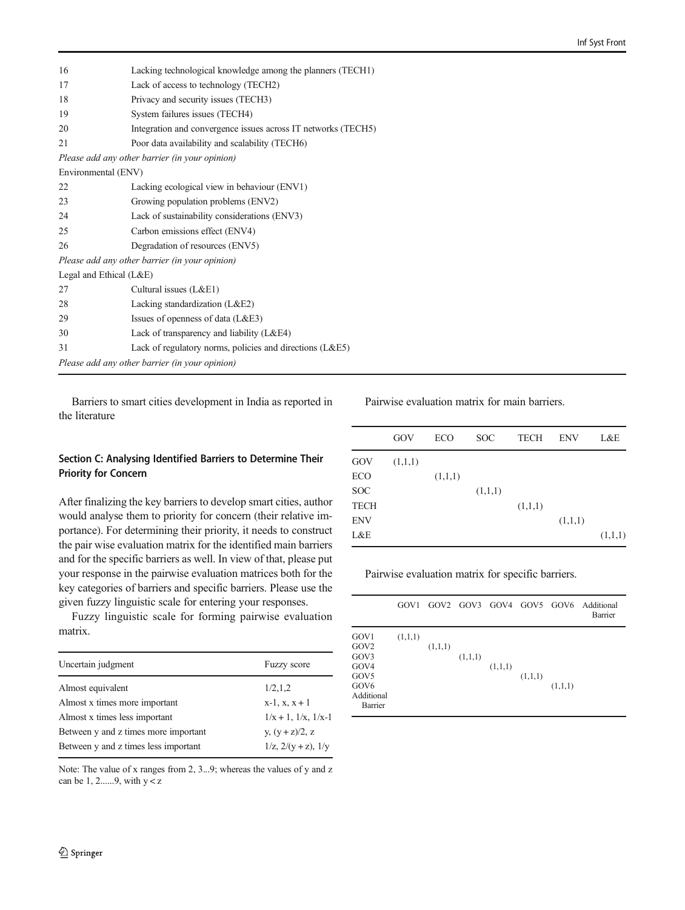| | |
|---|---|
| 16 | Lacking technological knowledge among the planners (TECH1) |
| 17 | Lack of access to technology (TECH2) |
| 18 | Privacy and security issues (TECH3) |
| 19 | System failures issues (TECH4) |
| 20 | Integration and convergence issues across IT networks (TECH5) |
| 21 | Poor data availability and scalability (TECH6) |
| *Please add any other barrier (in your opinion)* | |
| Environmental (ENV) | |
| 22 | Lacking ecological view in behaviour (ENV1) |
| 23 | Growing population problems (ENV2) |
| 24 | Lack of sustainability considerations (ENV3) |
| 25 | Carbon emissions effect (ENV4) |
| 26 | Degradation of resources (ENV5) |
| *Please add any other barrier (in your opinion)* | |
| Legal and Ethical (L&E) | |
| 27 | Cultural issues (L&E1) |
| 28 | Lacking standardization (L&E2) |
| 29 | Issues of openness of data (L&E3) |
| 30 | Lack of transparency and liability (L&E4) |
| 31 | Lack of regulatory norms, policies and directions (L&E5) |
| *Please add any other barrier (in your opinion)* | |

Barriers to smart cities development in India as reported in the literature

### Section C: Analysing Identified Barriers to Determine Their Priority for Concern

After finalizing the key barriers to develop smart cities, author would analyse them to priority for concern (their relative importance). For determining their priority, it needs to construct the pair wise evaluation matrix for the identified main barriers and for the specific barriers as well. In view of that, please put your response in the pairwise evaluation matrices both for the key categories of barriers and specific barriers. Please use the given fuzzy linguistic scale for entering your responses.

Fuzzy linguistic scale for forming pairwise evaluation matrix.

| Uncertain judgment | Fuzzy score |
|---|---|
| Almost equivalent | 1/2,1,2 |
| Almost x times more important | x-1, x, x + 1 |
| Almost x times less important | 1/x + 1, 1/x, 1/x-1 |
| Between y and z times more important | y, (y + z)/2, z |
| Between y and z times less important | 1/z, 2/(y + z), 1/y |

Note: The value of x ranges from 2, 3...9; whereas the values of y and z can be 1, 2......9, with y < z

Pairwise evaluation matrix for main barriers.

| | GOV | ECO | SOC | TECH | ENV | L&E |
|---|---|---|---|---|---|---|
| GOV | (1,1,1) | | | | | |
| ECO | | (1,1,1) | | | | |
| SOC | | | (1,1,1) | | | |
| TECH | | | | (1,1,1) | | |
| ENV | | | | | (1,1,1) | |
| L&E | | | | | | (1,1,1) |

Pairwise evaluation matrix for specific barriers.

| | GOV1 | GOV2 | GOV3 | GOV4 | GOV5 | GOV6 | Additional Barrier |
|---|---|---|---|---|---|---|---|
| GOV1 | (1,1,1) | | | | | | |
| GOV2 | | (1,1,1) | | | | | |
| GOV3 | | | (1,1,1) | | | | |
| GOV4 | | | | (1,1,1) | | | |
| GOV5 | | | | | (1,1,1) | | |
| GOV6 | | | | | | (1,1,1) | |
| Additional Barrier | | | | | | | |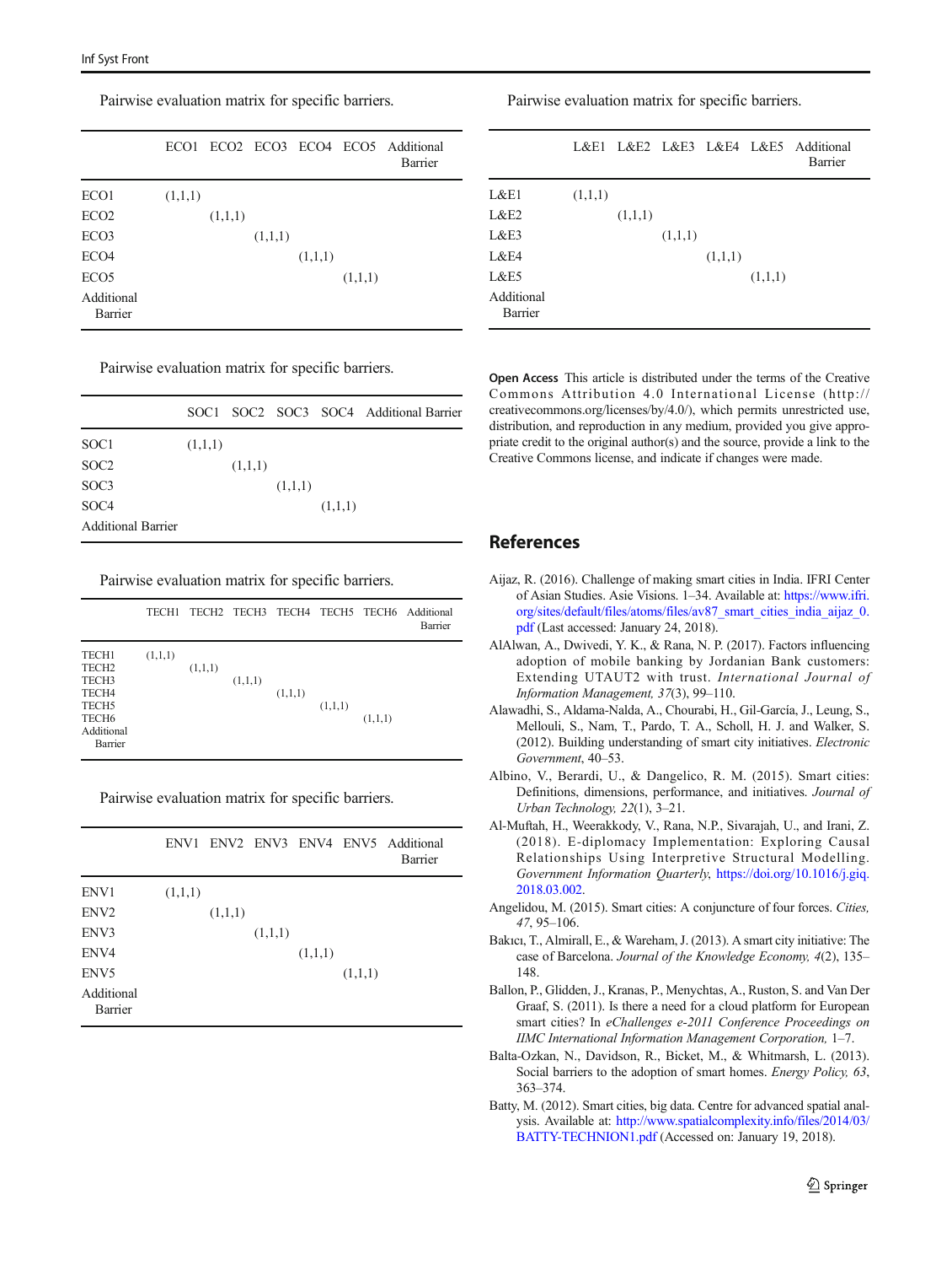Pairwise evaluation matrix for specific barriers.

| | ECO1 | ECO2 | ECO3 | ECO4 | ECO5 | Additional Barrier |
|---|---|---|---|---|---|---|
| ECO1 | (1,1,1) | | | | | |
| ECO2 | | (1,1,1) | | | | |
| ECO3 | | | (1,1,1) | | | |
| ECO4 | | | | (1,1,1) | | |
| ECO5 | | | | | (1,1,1) | |
| Additional Barrier | | | | | | |

Pairwise evaluation matrix for specific barriers.

| | SOC1 | SOC2 | SOC3 | SOC4 | Additional Barrier |
|---|---|---|---|---|---|
| SOC1 | (1,1,1) | | | | |
| SOC2 | | (1,1,1) | | | |
| SOC3 | | | (1,1,1) | | |
| SOC4 | | | | (1,1,1) | |
| Additional Barrier | | | | | |

Pairwise evaluation matrix for specific barriers.

| | TECH1 | TECH2 | TECH3 | TECH4 | TECH5 | TECH6 | Additional Barrier |
|---|---|---|---|---|---|---|---|
| TECH1 | (1,1,1) | | | | | | |
| TECH2 | | (1,1,1) | | | | | |
| TECH3 | | | (1,1,1) | | | | |
| TECH4 | | | | (1,1,1) | | | |
| TECH5 | | | | | (1,1,1) | | |
| TECH6 | | | | | | (1,1,1) | |
| Additional Barrier | | | | | | | |

Pairwise evaluation matrix for specific barriers.

| | ENV1 | ENV2 | ENV3 | ENV4 | ENV5 | Additional Barrier |
|---|---|---|---|---|---|---|
| ENV1 | (1,1,1) | | | | | |
| ENV2 | | (1,1,1) | | | | |
| ENV3 | | | (1,1,1) | | | |
| ENV4 | | | | (1,1,1) | | |
| ENV5 | | | | | (1,1,1) | |
| Additional Barrier | | | | | | |

Pairwise evaluation matrix for specific barriers.

| | L&E1 | L&E2 | L&E3 | L&E4 | L&E5 | Additional Barrier |
|---|---|---|---|---|---|---|
| L&E1 | (1,1,1) | | | | | |
| L&E2 | | (1,1,1) | | | | |
| L&E3 | | | (1,1,1) | | | |
| L&E4 | | | | (1,1,1) | | |
| L&E5 | | | | | (1,1,1) | |
| Additional Barrier | | | | | | |

**Open Access** This article is distributed under the terms of the Creative Commons Attribution 4.0 International License (http://creativecommons.org/licenses/by/4.0/), which permits unrestricted use, distribution, and reproduction in any medium, provided you give appropriate credit to the original author(s) and the source, provide a link to the Creative Commons license, and indicate if changes were made.

## References

Aijaz, R. (2016). Challenge of making smart cities in India. IFRI Center of Asian Studies. Asie Visions. 1–34. Available at: https://www.ifri.org/sites/default/files/atoms/files/av87_smart_cities_india_aijaz_0.pdf (Last accessed: January 24, 2018).

AlAlwan, A., Dwivedi, Y. K., & Rana, N. P. (2017). Factors influencing adoption of mobile banking by Jordanian Bank customers: Extending UTAUT2 with trust. *International Journal of Information Management, 37*(3), 99–110.

Alawadhi, S., Aldama-Nalda, A., Chourabi, H., Gil-García, J., Leung, S., Mellouli, S., Nam, T., Pardo, T. A., Scholl, H. J. and Walker, S. (2012). Building understanding of smart city initiatives. *Electronic Government*, 40–53.

Albino, V., Berardi, U., & Dangelico, R. M. (2015). Smart cities: Definitions, dimensions, performance, and initiatives. *Journal of Urban Technology, 22*(1), 3–21.

Al-Muftah, H., Weerakkody, V., Rana, N.P., Sivarajah, U., and Irani, Z. (2018). E-diplomacy Implementation: Exploring Causal Relationships Using Interpretive Structural Modelling. *Government Information Quarterly*, https://doi.org/10.1016/j.giq.2018.03.002.

Angelidou, M. (2015). Smart cities: A conjuncture of four forces. *Cities, 47*, 95–106.

Bakıcı, T., Almirall, E., & Wareham, J. (2013). A smart city initiative: The case of Barcelona. *Journal of the Knowledge Economy, 4*(2), 135–148.

Ballon, P., Glidden, J., Kranas, P., Menychtas, A., Ruston, S. and Van Der Graaf, S. (2011). Is there a need for a cloud platform for European smart cities? In *eChallenges e-2011 Conference Proceedings on IIMC International Information Management Corporation*, 1–7.

Balta-Ozkan, N., Davidson, R., Bicket, M., & Whitmarsh, L. (2013). Social barriers to the adoption of smart homes. *Energy Policy, 63*, 363–374.

Batty, M. (2012). Smart cities, big data. Centre for advanced spatial analysis. Available at: http://www.spatialcomplexity.info/files/2014/03/BATTY-TECHNION1.pdf (Accessed on: January 19, 2018).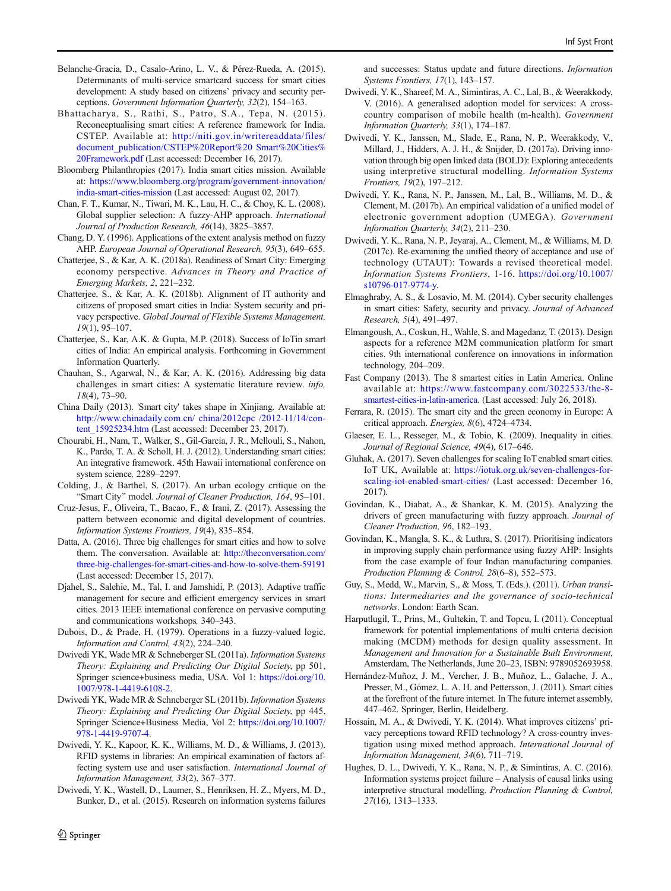Belanche-Gracia, D., Casalo-Arino, L. V., & Pérez-Rueda, A. (2015). Determinants of multi-service smartcard success for smart cities development: A study based on citizens' privacy and security perceptions. *Government Information Quarterly, 32*(2), 154–163.

Bhattacharya, S., Rathi, S., Patro, S.A., Tepa, N. (2015). Reconceptualising smart cities: A reference framework for India. CSTEP. Available at: http://niti.gov.in/writereaddata/files/document_publication/CSTEP%20Report%20 Smart%20Cities%20Framework.pdf (Last accessed: December 16, 2017).

Bloomberg Philanthropies (2017). India smart cities mission. Available at: https://www.bloomberg.org/program/government-innovation/india-smart-cities-mission (Last accessed: August 02, 2017).

Chan, F. T., Kumar, N., Tiwari, M. K., Lau, H. C., & Choy, K. L. (2008). Global supplier selection: A fuzzy-AHP approach. *International Journal of Production Research, 46*(14), 3825–3857.

Chang, D. Y. (1996). Applications of the extent analysis method on fuzzy AHP. *European Journal of Operational Research, 95*(3), 649–655.

Chatterjee, S., & Kar, A. K. (2018a). Readiness of Smart City: Emerging economy perspective. *Advances in Theory and Practice of Emerging Markets, 2*, 221–232.

Chatterjee, S., & Kar, A. K. (2018b). Alignment of IT authority and citizens of proposed smart cities in India: System security and privacy perspective. *Global Journal of Flexible Systems Management, 19*(1), 95–107.

Chatterjee, S., Kar, A.K. & Gupta, M.P. (2018). Success of IoTin smart cities of India: An empirical analysis. Forthcoming in Government Information Quarterly.

Chauhan, S., Agarwal, N., & Kar, A. K. (2016). Addressing big data challenges in smart cities: A systematic literature review. *info, 18*(4), 73–90.

China Daily (2013). 'Smart city' takes shape in Xinjiang. Available at: http://www.chinadaily.com.cn/ china/2012cpc /2012-11/14/content_15925234.htm (Last accessed: December 23, 2017).

Chourabi, H., Nam, T., Walker, S., Gil-Garcia, J. R., Mellouli, S., Nahon, K., Pardo, T. A. & Scholl, H. J. (2012). Understanding smart cities: An integrative framework. 45th Hawaii international conference on system science*,* 2289–2297.

Colding, J., & Barthel, S. (2017). An urban ecology critique on the "Smart City" model. *Journal of Cleaner Production, 164*, 95–101.

Cruz-Jesus, F., Oliveira, T., Bacao, F., & Irani, Z. (2017). Assessing the pattern between economic and digital development of countries. *Information Systems Frontiers, 19*(4), 835–854.

Datta, A. (2016). Three big challenges for smart cities and how to solve them. The conversation. Available at: http://theconversation.com/three-big-challenges-for-smart-cities-and-how-to-solve-them-59191 (Last accessed: December 15, 2017).

Djahel, S., Salehie, M., Tal, I. and Jamshidi, P. (2013). Adaptive traffic management for secure and efficient emergency services in smart cities. 2013 IEEE international conference on pervasive computing and communications workshops*,* 340–343.

Dubois, D., & Prade, H. (1979). Operations in a fuzzy-valued logic. *Information and Control, 43*(2), 224–240.

Dwivedi YK, Wade MR & Schneberger SL (2011a). *Information Systems Theory: Explaining and Predicting Our Digital Society*, pp 501, Springer science+business media, USA. Vol 1: https://doi.org/10.1007/978-1-4419-6108-2.

Dwivedi YK, Wade MR & Schneberger SL (2011b). *Information Systems Theory: Explaining and Predicting Our Digital Society*, pp 445, Springer Science+Business Media, Vol 2: https://doi.org/10.1007/978-1-4419-9707-4.

Dwivedi, Y. K., Kapoor, K. K., Williams, M. D., & Williams, J. (2013). RFID systems in libraries: An empirical examination of factors affecting system use and user satisfaction. *International Journal of Information Management, 33*(2), 367–377.

Dwivedi, Y. K., Wastell, D., Laumer, S., Henriksen, H. Z., Myers, M. D., Bunker, D., et al. (2015). Research on information systems failures and successes: Status update and future directions. *Information Systems Frontiers, 17*(1), 143–157.

Dwivedi, Y. K., Shareef, M. A., Simintiras, A. C., Lal, B., & Weerakkody, V. (2016). A generalised adoption model for services: A cross-country comparison of mobile health (m-health). *Government Information Quarterly, 33*(1), 174–187.

Dwivedi, Y. K., Janssen, M., Slade, E., Rana, N. P., Weerakkody, V., Millard, J., Hidders, A. J. H., & Snijder, D. (2017a). Driving innovation through big open linked data (BOLD): Exploring antecedents using interpretive structural modelling. *Information Systems Frontiers, 19*(2), 197–212.

Dwivedi, Y. K., Rana, N. P., Janssen, M., Lal, B., Williams, M. D., & Clement, M. (2017b). An empirical validation of a unified model of electronic government adoption (UMEGA). *Government Information Quarterly, 34*(2), 211–230.

Dwivedi, Y. K., Rana, N. P., Jeyaraj, A., Clement, M., & Williams, M. D. (2017c). Re-examining the unified theory of acceptance and use of technology (UTAUT): Towards a revised theoretical model. *Information Systems Frontiers*, 1-16. https://doi.org/10.1007/s10796-017-9774-y.

Elmaghraby, A. S., & Losavio, M. M. (2014). Cyber security challenges in smart cities: Safety, security and privacy. *Journal of Advanced Research, 5*(4), 491–497.

Elmangoush, A., Coskun, H., Wahle, S. and Magedanz, T. (2013). Design aspects for a reference M2M communication platform for smart cities. 9th international conference on innovations in information technology*,* 204–209.

Fast Company (2013). The 8 smartest cities in Latin America. Online available at: https://www.fastcompany.com/3022533/the-8-smartest-cities-in-latin-america. (Last accessed: July 26, 2018).

Ferrara, R. (2015). The smart city and the green economy in Europe: A critical approach. *Energies, 8*(6), 4724–4734.

Glaeser, E. L., Resseger, M., & Tobio, K. (2009). Inequality in cities. *Journal of Regional Science, 49*(4), 617–646.

Gluhak, A. (2017). Seven challenges for scaling IoT enabled smart cities. IoT UK, Available at: https://iotuk.org.uk/seven-challenges-for-scaling-iot-enabled-smart-cities/ (Last accessed: December 16, 2017).

Govindan, K., Diabat, A., & Shankar, K. M. (2015). Analyzing the drivers of green manufacturing with fuzzy approach. *Journal of Cleaner Production, 96*, 182–193.

Govindan, K., Mangla, S. K., & Luthra, S. (2017). Prioritising indicators in improving supply chain performance using fuzzy AHP: Insights from the case example of four Indian manufacturing companies. *Production Planning & Control, 28*(6–8), 552–573.

Guy, S., Medd, W., Marvin, S., & Moss, T. (Eds.). (2011). *Urban transitions: Intermediaries and the governance of socio-technical networks*. London: Earth Scan.

Harputlugil, T., Prins, M., Gultekin, T. and Topcu, I. (2011). Conceptual framework for potential implementations of multi criteria decision making (MCDM) methods for design quality assessment. In *Management and Innovation for a Sustainable Built Environment,* Amsterdam, The Netherlands, June 20–23, ISBN: 9789052693958.

Hernández-Muñoz, J. M., Vercher, J. B., Muñoz, L., Galache, J. A., Presser, M., Gómez, L. A. H. and Pettersson, J. (2011). Smart cities at the forefront of the future internet. In The future internet assembly, 447–462. Springer, Berlin, Heidelberg.

Hossain, M. A., & Dwivedi, Y. K. (2014). What improves citizens' privacy perceptions toward RFID technology? A cross-country investigation using mixed method approach. *International Journal of Information Management, 34*(6), 711–719.

Hughes, D. L., Dwivedi, Y. K., Rana, N. P., & Simintiras, A. C. (2016). Information systems project failure – Analysis of causal links using interpretive structural modelling. *Production Planning & Control, 27*(16), 1313–1333.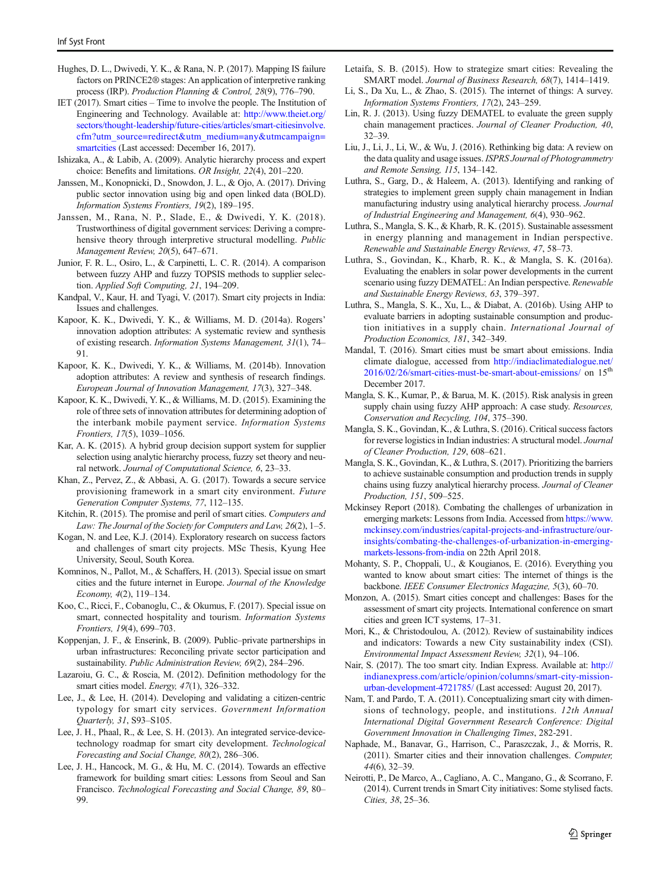Hughes, D. L., Dwivedi, Y. K., & Rana, N. P. (2017). Mapping IS failure factors on PRINCE2® stages: An application of interpretive ranking process (IRP). *Production Planning & Control, 28*(9), 776–790.

IET (2017). Smart cities – Time to involve the people. The Institution of Engineering and Technology. Available at: http://www.theiet.org/sectors/thought-leadership/future-cities/articles/smart-citiesinvolve.cfm?utm_source=redirect&utm_medium=any&utmcampaign=smartcities (Last accessed: December 16, 2017).

Ishizaka, A., & Labib, A. (2009). Analytic hierarchy process and expert choice: Benefits and limitations. *OR Insight, 22*(4), 201–220.

Janssen, M., Konopnicki, D., Snowdon, J. L., & Ojo, A. (2017). Driving public sector innovation using big and open linked data (BOLD). *Information Systems Frontiers, 19*(2), 189–195.

Janssen, M., Rana, N. P., Slade, E., & Dwivedi, Y. K. (2018). Trustworthiness of digital government services: Deriving a comprehensive theory through interpretive structural modelling. *Public Management Review, 20*(5), 647–671.

Junior, F. R. L., Osiro, L., & Carpinetti, L. C. R. (2014). A comparison between fuzzy AHP and fuzzy TOPSIS methods to supplier selection. *Applied Soft Computing, 21*, 194–209.

Kandpal, V., Kaur, H. and Tyagi, V. (2017). Smart city projects in India: Issues and challenges.

Kapoor, K. K., Dwivedi, Y. K., & Williams, M. D. (2014a). Rogers' innovation adoption attributes: A systematic review and synthesis of existing research. *Information Systems Management, 31*(1), 74–91.

Kapoor, K. K., Dwivedi, Y. K., & Williams, M. (2014b). Innovation adoption attributes: A review and synthesis of research findings. *European Journal of Innovation Management, 17*(3), 327–348.

Kapoor, K. K., Dwivedi, Y. K., & Williams, M. D. (2015). Examining the role of three sets of innovation attributes for determining adoption of the interbank mobile payment service. *Information Systems Frontiers, 17*(5), 1039–1056.

Kar, A. K. (2015). A hybrid group decision support system for supplier selection using analytic hierarchy process, fuzzy set theory and neural network. *Journal of Computational Science, 6*, 23–33.

Khan, Z., Pervez, Z., & Abbasi, A. G. (2017). Towards a secure service provisioning framework in a smart city environment. *Future Generation Computer Systems, 77*, 112–135.

Kitchin, R. (2015). The promise and peril of smart cities. *Computers and Law: The Journal of the Society for Computers and Law, 26*(2), 1–5.

Kogan, N. and Lee, K.J. (2014). Exploratory research on success factors and challenges of smart city projects. MSc Thesis, Kyung Hee University, Seoul, South Korea.

Komninos, N., Pallot, M., & Schaffers, H. (2013). Special issue on smart cities and the future internet in Europe. *Journal of the Knowledge Economy, 4*(2), 119–134.

Koo, C., Ricci, F., Cobanoglu, C., & Okumus, F. (2017). Special issue on smart, connected hospitality and tourism. *Information Systems Frontiers, 19*(4), 699–703.

Koppenjan, J. F., & Enserink, B. (2009). Public–private partnerships in urban infrastructures: Reconciling private sector participation and sustainability. *Public Administration Review, 69*(2), 284–296.

Lazaroiu, G. C., & Roscia, M. (2012). Definition methodology for the smart cities model. *Energy, 47*(1), 326–332.

Lee, J., & Lee, H. (2014). Developing and validating a citizen-centric typology for smart city services. *Government Information Quarterly, 31*, S93–S105.

Lee, J. H., Phaal, R., & Lee, S. H. (2013). An integrated service-device-technology roadmap for smart city development. *Technological Forecasting and Social Change, 80*(2), 286–306.

Lee, J. H., Hancock, M. G., & Hu, M. C. (2014). Towards an effective framework for building smart cities: Lessons from Seoul and San Francisco. *Technological Forecasting and Social Change, 89*, 80–99.

Letaifa, S. B. (2015). How to strategize smart cities: Revealing the SMART model. *Journal of Business Research, 68*(7), 1414–1419.

Li, S., Da Xu, L., & Zhao, S. (2015). The internet of things: A survey. *Information Systems Frontiers, 17*(2), 243–259.

Lin, R. J. (2013). Using fuzzy DEMATEL to evaluate the green supply chain management practices. *Journal of Cleaner Production, 40*, 32–39.

Liu, J., Li, J., Li, W., & Wu, J. (2016). Rethinking big data: A review on the data quality and usage issues. *ISPRS Journal of Photogrammetry and Remote Sensing, 115*, 134–142.

Luthra, S., Garg, D., & Haleem, A. (2013). Identifying and ranking of strategies to implement green supply chain management in Indian manufacturing industry using analytical hierarchy process. *Journal of Industrial Engineering and Management, 6*(4), 930–962.

Luthra, S., Mangla, S. K., & Kharb, R. K. (2015). Sustainable assessment in energy planning and management in Indian perspective. *Renewable and Sustainable Energy Reviews, 47*, 58–73.

Luthra, S., Govindan, K., Kharb, R. K., & Mangla, S. K. (2016a). Evaluating the enablers in solar power developments in the current scenario using fuzzy DEMATEL: An Indian perspective. *Renewable and Sustainable Energy Reviews, 63*, 379–397.

Luthra, S., Mangla, S. K., Xu, L., & Diabat, A. (2016b). Using AHP to evaluate barriers in adopting sustainable consumption and production initiatives in a supply chain. *International Journal of Production Economics, 181*, 342–349.

Mandal, T. (2016). Smart cities must be smart about emissions. India climate dialogue, accessed from http://indiaclimatedialogue.net/2016/02/26/smart-cities-must-be-smart-about-emissions/ on 15th December 2017.

Mangla, S. K., Kumar, P., & Barua, M. K. (2015). Risk analysis in green supply chain using fuzzy AHP approach: A case study. *Resources, Conservation and Recycling, 104*, 375–390.

Mangla, S. K., Govindan, K., & Luthra, S. (2016). Critical success factors for reverse logistics in Indian industries: A structural model. *Journal of Cleaner Production, 129*, 608–621.

Mangla, S. K., Govindan, K., & Luthra, S. (2017). Prioritizing the barriers to achieve sustainable consumption and production trends in supply chains using fuzzy analytical hierarchy process. *Journal of Cleaner Production, 151*, 509–525.

Mckinsey Report (2018). Combating the challenges of urbanization in emerging markets: Lessons from India. Accessed from https://www.mckinsey.com/industries/capital-projects-and-infrastructure/our-insights/combating-the-challenges-of-urbanization-in-emerging-markets-lessons-from-india on 22th April 2018.

Mohanty, S. P., Choppali, U., & Kougianos, E. (2016). Everything you wanted to know about smart cities: The internet of things is the backbone. *IEEE Consumer Electronics Magazine, 5*(3), 60–70.

Monzon, A. (2015). Smart cities concept and challenges: Bases for the assessment of smart city projects. International conference on smart cities and green ICT systems, 17–31.

Mori, K., & Christodoulou, A. (2012). Review of sustainability indices and indicators: Towards a new City sustainability index (CSI). *Environmental Impact Assessment Review, 32*(1), 94–106.

Nair, S. (2017). The too smart city. Indian Express. Available at: http://indianexpress.com/article/opinion/columns/smart-city-mission-urban-development-4721785/ (Last accessed: August 20, 2017).

Nam, T. and Pardo, T. A. (2011). Conceptualizing smart city with dimensions of technology, people, and institutions. *12th Annual International Digital Government Research Conference: Digital Government Innovation in Challenging Times*, 282-291.

Naphade, M., Banavar, G., Harrison, C., Paraszczak, J., & Morris, R. (2011). Smarter cities and their innovation challenges. *Computer, 44*(6), 32–39.

Neirotti, P., De Marco, A., Cagliano, A. C., Mangano, G., & Scorrano, F. (2014). Current trends in Smart City initiatives: Some stylised facts. *Cities, 38*, 25–36.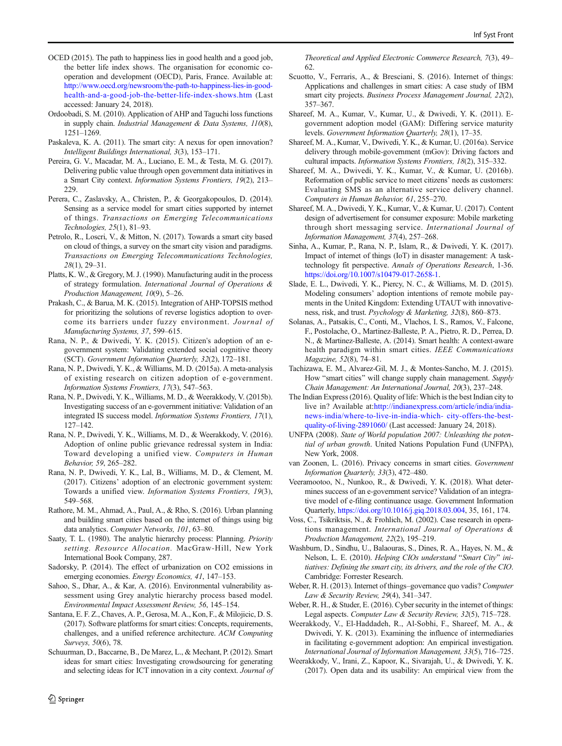OCED (2015). The path to happiness lies in good health and a good job, the better life index shows. The organisation for economic co-operation and development (OECD), Paris, France. Available at: http://www.oecd.org/newsroom/the-path-to-happiness-lies-in-good-health-and-a-good-job-the-better-life-index-shows.htm (Last accessed: January 24, 2018).

Ordoobadi, S. M. (2010). Application of AHP and Taguchi loss functions in supply chain. *Industrial Management & Data Systems, 110*(8), 1251–1269.

Paskaleva, K. A. (2011). The smart city: A nexus for open innovation? *Intelligent Buildings International, 3*(3), 153–171.

Pereira, G. V., Macadar, M. A., Luciano, E. M., & Testa, M. G. (2017). Delivering public value through open government data initiatives in a Smart City context. *Information Systems Frontiers, 19*(2), 213–229.

Perera, C., Zaslavsky, A., Christen, P., & Georgakopoulos, D. (2014). Sensing as a service model for smart cities supported by internet of things. *Transactions on Emerging Telecommunications Technologies, 25*(1), 81–93.

Petrolo, R., Loscri, V., & Mitton, N. (2017). Towards a smart city based on cloud of things, a survey on the smart city vision and paradigms. *Transactions on Emerging Telecommunications Technologies, 28*(1), 29–31.

Platts, K. W., & Gregory, M. J. (1990). Manufacturing audit in the process of strategy formulation. *International Journal of Operations & Production Management, 10*(9), 5–26.

Prakash, C., & Barua, M. K. (2015). Integration of AHP-TOPSIS method for prioritizing the solutions of reverse logistics adoption to overcome its barriers under fuzzy environment. *Journal of Manufacturing Systems, 37*, 599–615.

Rana, N. P., & Dwivedi, Y. K. (2015). Citizen's adoption of an e-government system: Validating extended social cognitive theory (SCT). *Government Information Quarterly, 32*(2), 172–181.

Rana, N. P., Dwivedi, Y. K., & Williams, M. D. (2015a). A meta-analysis of existing research on citizen adoption of e-government. *Information Systems Frontiers, 17*(3), 547–563.

Rana, N. P., Dwivedi, Y. K., Williams, M. D., & Weerakkody, V. (2015b). Investigating success of an e-government initiative: Validation of an integrated IS success model. *Information Systems Frontiers, 17*(1), 127–142.

Rana, N. P., Dwivedi, Y. K., Williams, M. D., & Weerakkody, V. (2016). Adoption of online public grievance redressal system in India: Toward developing a unified view. *Computers in Human Behavior, 59*, 265–282.

Rana, N. P., Dwivedi, Y. K., Lal, B., Williams, M. D., & Clement, M. (2017). Citizens' adoption of an electronic government system: Towards a unified view. *Information Systems Frontiers, 19*(3), 549–568.

Rathore, M. M., Ahmad, A., Paul, A., & Rho, S. (2016). Urban planning and building smart cities based on the internet of things using big data analytics. *Computer Networks, 101*, 63–80.

Saaty, T. L. (1980). The analytic hierarchy process: Planning. *Priority setting. Resource Allocation*. MacGraw-Hill, New York International Book Company, 287.

Sadorsky, P. (2014). The effect of urbanization on CO2 emissions in emerging economies. *Energy Economics, 41*, 147–153.

Sahoo, S., Dhar, A., & Kar, A. (2016). Environmental vulnerability assessment using Grey analytic hierarchy process based model. *Environmental Impact Assessment Review, 56*, 145–154.

Santana, E. F. Z., Chaves, A. P., Gerosa, M. A., Kon, F., & Milojicic, D. S. (2017). Software platforms for smart cities: Concepts, requirements, challenges, and a unified reference architecture. *ACM Computing Surveys, 50*(6), 78.

Schuurman, D., Baccarne, B., De Marez, L., & Mechant, P. (2012). Smart ideas for smart cities: Investigating crowdsourcing for generating and selecting ideas for ICT innovation in a city context. *Journal of Theoretical and Applied Electronic Commerce Research, 7*(3), 49–62.

Scuotto, V., Ferraris, A., & Bresciani, S. (2016). Internet of things: Applications and challenges in smart cities: A case study of IBM smart city projects. *Business Process Management Journal, 22*(2), 357–367.

Shareef, M. A., Kumar, V., Kumar, U., & Dwivedi, Y. K. (2011). E-government adoption model (GAM): Differing service maturity levels. *Government Information Quarterly, 28*(1), 17–35.

Shareef, M. A., Kumar, V., Dwivedi, Y. K., & Kumar, U. (2016a). Service delivery through mobile-government (mGov): Driving factors and cultural impacts. *Information Systems Frontiers, 18*(2), 315–332.

Shareef, M. A., Dwivedi, Y. K., Kumar, V., & Kumar, U. (2016b). Reformation of public service to meet citizens' needs as customers: Evaluating SMS as an alternative service delivery channel. *Computers in Human Behavior, 61*, 255–270.

Shareef, M. A., Dwivedi, Y. K., Kumar, V., & Kumar, U. (2017). Content design of advertisement for consumer exposure: Mobile marketing through short messaging service. *International Journal of Information Management, 37*(4), 257–268.

Sinha, A., Kumar, P., Rana, N. P., Islam, R., & Dwivedi, Y. K. (2017). Impact of internet of things (IoT) in disaster management: A task-technology fit perspective. *Annals of Operations Research*, 1-36. https://doi.org/10.1007/s10479-017-2658-1.

Slade, E. L., Dwivedi, Y. K., Piercy, N. C., & Williams, M. D. (2015). Modeling consumers' adoption intentions of remote mobile payments in the United Kingdom: Extending UTAUT with innovativeness, risk, and trust. *Psychology & Marketing, 32*(8), 860–873.

Solanas, A., Patsakis, C., Conti, M., Vlachos, I. S., Ramos, V., Falcone, F., Postolache, O., Martinez-Balleste, P. A., Pietro, R. D., Perrea, D. N., & Martinez-Balleste, A. (2014). Smart health: A context-aware health paradigm within smart cities. *IEEE Communications Magazine, 52*(8), 74–81.

Tachizawa, E. M., Alvarez-Gil, M. J., & Montes-Sancho, M. J. (2015). How "smart cities" will change supply chain management. *Supply Chain Management: An International Journal, 20*(3), 237–248.

The Indian Express (2016). Quality of life: Which is the best Indian city to live in? Available at:http://indianexpress.com/article/india/india-news-india/where-to-live-in-india-which- city-offers-the-best-quality-of-living-2891060/ (Last accessed: January 24, 2018).

UNFPA (2008). *State of World population 2007: Unleashing the potential of urban growth*. United Nations Population Fund (UNFPA), New York, 2008.

van Zoonen, L. (2016). Privacy concerns in smart cities. *Government Information Quarterly, 33*(3), 472–480.

Veeramootoo, N., Nunkoo, R., & Dwivedi, Y. K. (2018). What determines success of an e-government service? Validation of an integrative model of e-filing continuance usage. Government Information Quarterly, https://doi.org/10.1016/j.giq.2018.03.004, 35, 161, 174.

Voss, C., Tsikriktsis, N., & Frohlich, M. (2002). Case research in operations management. *International Journal of Operations & Production Management, 22*(2), 195–219.

Washburn, D., Sindhu, U., Balaouras, S., Dines, R. A., Hayes, N. M., & Nelson, L. E. (2010). *Helping CIOs understand "Smart City" initiatives: Defining the smart city, its drivers, and the role of the CIO*. Cambridge: Forrester Research.

Weber, R. H. (2013). Internet of things–governance quo vadis? *Computer Law & Security Review, 29*(4), 341–347.

Weber, R. H., & Studer, E. (2016). Cyber security in the internet of things: Legal aspects. *Computer Law & Security Review, 32*(5), 715–728.

Weerakkody, V., El-Haddadeh, R., Al-Sobhi, F., Shareef, M. A., & Dwivedi, Y. K. (2013). Examining the influence of intermediaries in facilitating e-government adoption: An empirical investigation. *International Journal of Information Management, 33*(5), 716–725.

Weerakkody, V., Irani, Z., Kapoor, K., Sivarajah, U., & Dwivedi, Y. K. (2017). Open data and its usability: An empirical view from the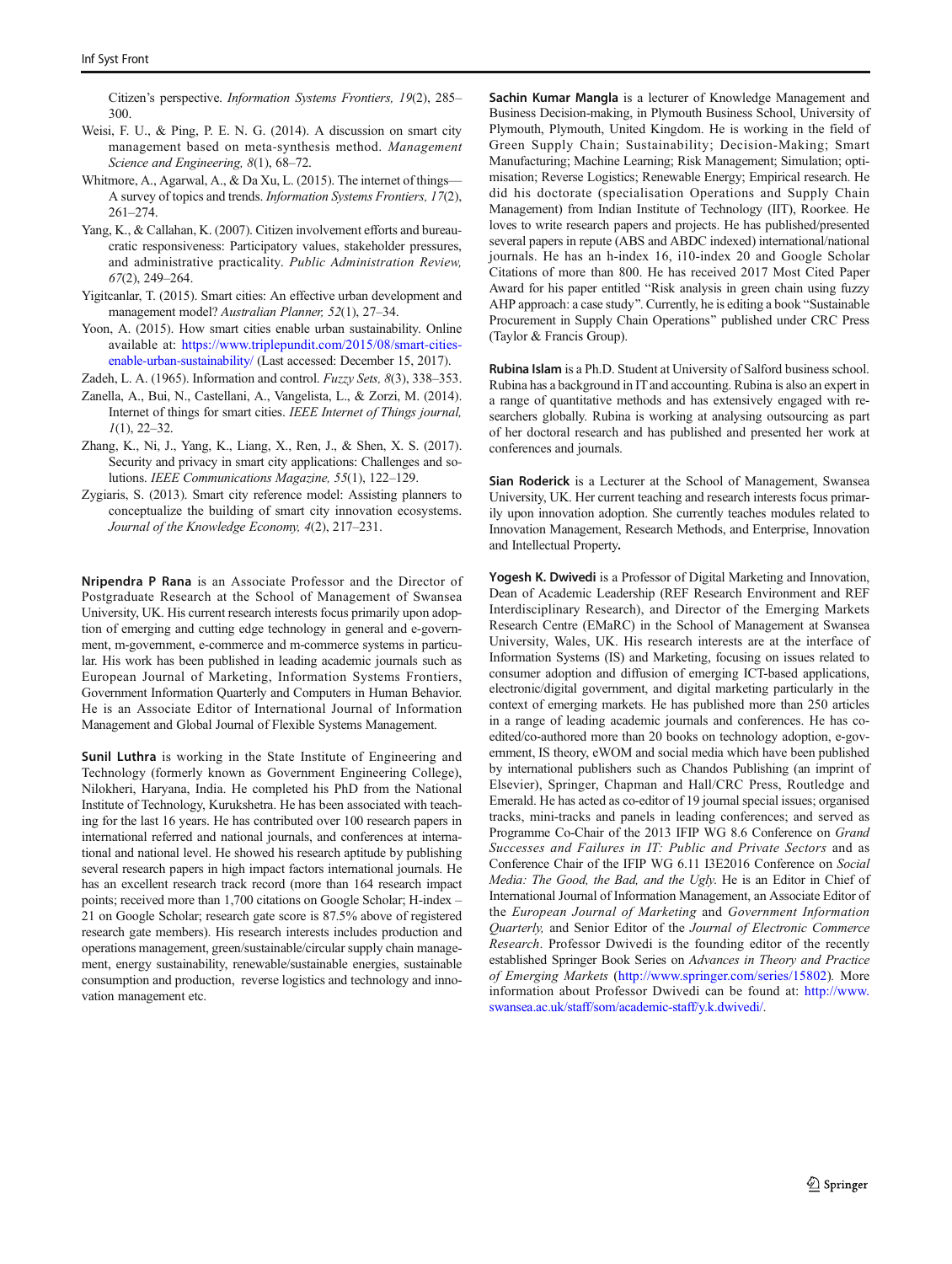Citizen's perspective. *Information Systems Frontiers, 19*(2), 285–300.

Weisi, F. U., & Ping, P. E. N. G. (2014). A discussion on smart city management based on meta-synthesis method. *Management Science and Engineering, 8*(1), 68–72.

Whitmore, A., Agarwal, A., & Da Xu, L. (2015). The internet of things—A survey of topics and trends. *Information Systems Frontiers, 17*(2), 261–274.

Yang, K., & Callahan, K. (2007). Citizen involvement efforts and bureaucratic responsiveness: Participatory values, stakeholder pressures, and administrative practicality. *Public Administration Review, 67*(2), 249–264.

Yigitcanlar, T. (2015). Smart cities: An effective urban development and management model? *Australian Planner, 52*(1), 27–34.

Yoon, A. (2015). How smart cities enable urban sustainability. Online available at: https://www.triplepundit.com/2015/08/smart-cities-enable-urban-sustainability/ (Last accessed: December 15, 2017).

Zadeh, L. A. (1965). Information and control. *Fuzzy Sets, 8*(3), 338–353.

Zanella, A., Bui, N., Castellani, A., Vangelista, L., & Zorzi, M. (2014). Internet of things for smart cities. *IEEE Internet of Things journal, 1*(1), 22–32.

Zhang, K., Ni, J., Yang, K., Liang, X., Ren, J., & Shen, X. S. (2017). Security and privacy in smart city applications: Challenges and solutions. *IEEE Communications Magazine, 55*(1), 122–129.

Zygiaris, S. (2013). Smart city reference model: Assisting planners to conceptualize the building of smart city innovation ecosystems. *Journal of the Knowledge Economy, 4*(2), 217–231.

**Nripendra P Rana** is an Associate Professor and the Director of Postgraduate Research at the School of Management of Swansea University, UK. His current research interests focus primarily upon adoption of emerging and cutting edge technology in general and e-government, m-government, e-commerce and m-commerce systems in particular. His work has been published in leading academic journals such as European Journal of Marketing, Information Systems Frontiers, Government Information Quarterly and Computers in Human Behavior. He is an Associate Editor of International Journal of Information Management and Global Journal of Flexible Systems Management.

**Sunil Luthra** is working in the State Institute of Engineering and Technology (formerly known as Government Engineering College), Nilokheri, Haryana, India. He completed his PhD from the National Institute of Technology, Kurukshetra. He has been associated with teaching for the last 16 years. He has contributed over 100 research papers in international referred and national journals, and conferences at international and national level. He showed his research aptitude by publishing several research papers in high impact factors international journals. He has an excellent research track record (more than 164 research impact points; received more than 1,700 citations on Google Scholar; H-index – 21 on Google Scholar; research gate score is 87.5% above of registered research gate members). His research interests includes production and operations management, green/sustainable/circular supply chain management, energy sustainability, renewable/sustainable energies, sustainable consumption and production, reverse logistics and technology and innovation management etc.

**Sachin Kumar Mangla** is a lecturer of Knowledge Management and Business Decision-making, in Plymouth Business School, University of Plymouth, Plymouth, United Kingdom. He is working in the field of Green Supply Chain; Sustainability; Decision-Making; Smart Manufacturing; Machine Learning; Risk Management; Simulation; optimisation; Reverse Logistics; Renewable Energy; Empirical research. He did his doctorate (specialisation Operations and Supply Chain Management) from Indian Institute of Technology (IIT), Roorkee. He loves to write research papers and projects. He has published/presented several papers in repute (ABS and ABDC indexed) international/national journals. He has an h-index 16, i10-index 20 and Google Scholar Citations of more than 800. He has received 2017 Most Cited Paper Award for his paper entitled "Risk analysis in green chain using fuzzy AHP approach: a case study". Currently, he is editing a book "Sustainable Procurement in Supply Chain Operations" published under CRC Press (Taylor & Francis Group).

**Rubina Islam** is a Ph.D. Student at University of Salford business school. Rubina has a background in IT and accounting. Rubina is also an expert in a range of quantitative methods and has extensively engaged with researchers globally. Rubina is working at analysing outsourcing as part of her doctoral research and has published and presented her work at conferences and journals.

**Sian Roderick** is a Lecturer at the School of Management, Swansea University, UK. Her current teaching and research interests focus primarily upon innovation adoption. She currently teaches modules related to Innovation Management, Research Methods, and Enterprise, Innovation and Intellectual Property.

**Yogesh K. Dwivedi** is a Professor of Digital Marketing and Innovation, Dean of Academic Leadership (REF Research Environment and REF Interdisciplinary Research), and Director of the Emerging Markets Research Centre (EMaRC) in the School of Management at Swansea University, Wales, UK. His research interests are at the interface of Information Systems (IS) and Marketing, focusing on issues related to consumer adoption and diffusion of emerging ICT-based applications, electronic/digital government, and digital marketing particularly in the context of emerging markets. He has published more than 250 articles in a range of leading academic journals and conferences. He has co-edited/co-authored more than 20 books on technology adoption, e-government, IS theory, eWOM and social media which have been published by international publishers such as Chandos Publishing (an imprint of Elsevier), Springer, Chapman and Hall/CRC Press, Routledge and Emerald. He has acted as co-editor of 19 journal special issues; organised tracks, mini-tracks and panels in leading conferences; and served as Programme Co-Chair of the 2013 IFIP WG 8.6 Conference on *Grand Successes and Failures in IT: Public and Private Sectors* and as Conference Chair of the IFIP WG 6.11 I3E2016 Conference on *Social Media: The Good, the Bad, and the Ugly.* He is an Editor in Chief of International Journal of Information Management, an Associate Editor of the *European Journal of Marketing* and *Government Information Quarterly,* and Senior Editor of the *Journal of Electronic Commerce Research*. Professor Dwivedi is the founding editor of the recently established Springer Book Series on *Advances in Theory and Practice of Emerging Markets* (http://www.springer.com/series/15802). More information about Professor Dwivedi can be found at: http://www.swansea.ac.uk/staff/som/academic-staff/y.k.dwivedi/.